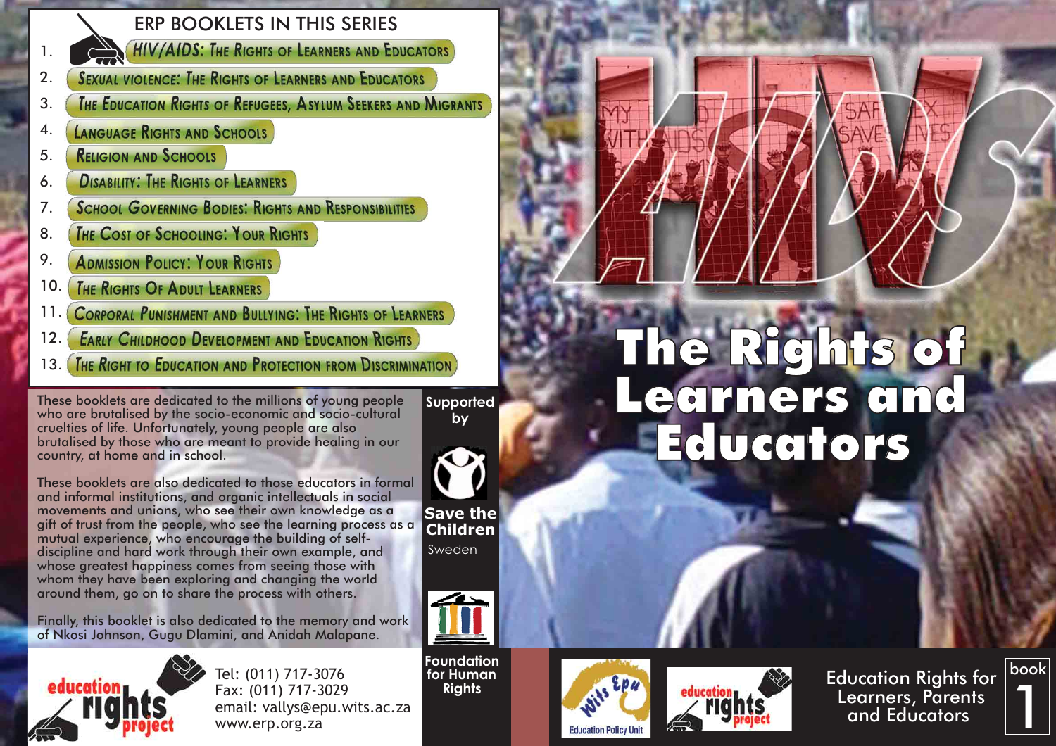# HIV/AIDS

# The Rights of Learners and Educators

Education Rights for Learners, Parents and Educators

book 1

## ERP BOOKLETS IN THIS SERIES

1. HIV/AIDS: The Rights of Learners and Educators
2. Sexual violence: The Rights of Learners and Educators
3. The Education Rights of Refugees, Asylum Seekers and Migrants
4. Language Rights and Schools
5. Religion and Schools
6. Disability: The Rights of Learners
7. School Governing Bodies: Rights and Responsibilities
8. The Cost of Schooling: Your Rights
9. Admission Policy: Your Rights
10. The Rights Of Adult Learners
11. Corporal Punishment and Bullying: The Rights of Learners
12. Early Childhood Development and Education Rights
13. The Right to Education and Protection from Discrimination

These booklets are dedicated to the millions of young people who are brutalised by the socio-economic and socio-cultural cruelties of life. Unfortunately, young people are also brutalised by those who are meant to provide healing in our country, at home and in school.

These booklets are also dedicated to those educators in formal and informal institutions, and organic intellectuals in social movements and unions, who see their own knowledge as a gift of trust from the people, who see the learning process as a mutual experience, who encourage the building of self-discipline and hard work through their own example, and whose greatest happiness comes from seeing those with whom they have been exploring and changing the world around them, go on to share the process with others.

Finally, this booklet is also dedicated to the memory and work of Nkosi Johnson, Gugu Dlamini, and Anidah Malapane.

Supported by

Save the Children Sweden

Foundation for Human Rights

education rights project

Tel: (011) 717-3076
Fax: (011) 717-3029
email: vallys@epu.wits.ac.za
www.erp.org.za

Wits Epu Education Policy Unit

education rights project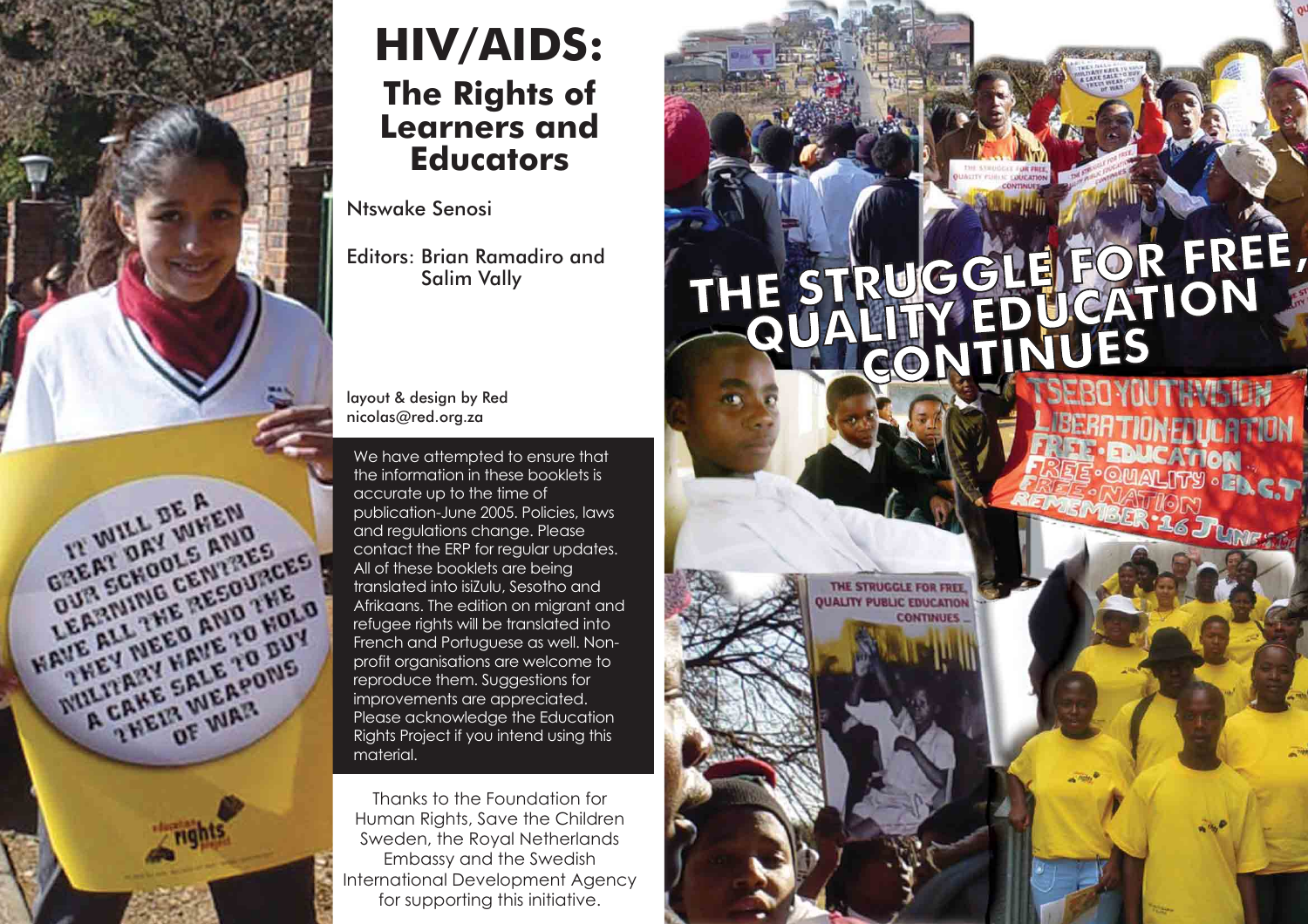# HIV/AIDS:

## The Rights of Learners and Educators

Ntswake Senosi

Editors: Brian Ramadiro and Salim Vally

layout & design by Red
nicolas@red.org.za

We have attempted to ensure that the information in these booklets is accurate up to the time of publication-June 2005. Policies, laws and regulations change. Please contact the ERP for regular updates. All of these booklets are being translated into isiZulu, Sesotho and Afrikaans. The edition on migrant and refugee rights will be translated into French and Portuguese as well. Non-profit organisations are welcome to reproduce them. Suggestions for improvements are appreciated. Please acknowledge the Education Rights Project if you intend using this material.

Thanks to the Foundation for Human Rights, Save the Children Sweden, the Royal Netherlands Embassy and the Swedish International Development Agency for supporting this initiative.

THE STRUGGLE FOR FREE, QUALITY EDUCATION CONTINUES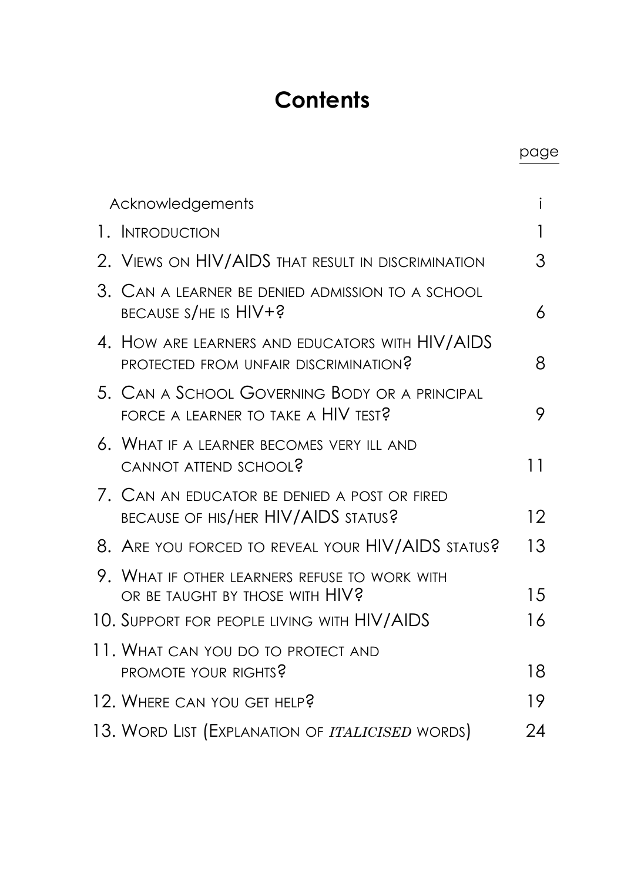# Contents

| | page |
|---|---|
| Acknowledgements | i |
| 1. Introduction | 1 |
| 2. Views on HIV/AIDS that result in discrimination | 3 |
| 3. Can a learner be denied admission to a school because s/he is HIV+? | 6 |
| 4. How are learners and educators with HIV/AIDS protected from unfair discrimination? | 8 |
| 5. Can a School Governing Body or a principal force a learner to take a HIV test? | 9 |
| 6. What if a learner becomes very ill and cannot attend school? | 11 |
| 7. Can an educator be denied a post or fired because of his/her HIV/AIDS status? | 12 |
| 8. Are you forced to reveal your HIV/AIDS status? | 13 |
| 9. What if other learners refuse to work with or be taught by those with HIV? | 15 |
| 10. Support for people living with HIV/AIDS | 16 |
| 11. What can you do to protect and promote your rights? | 18 |
| 12. Where can you get help? | 19 |
| 13. Word List (Explanation of *italicised* words) | 24 |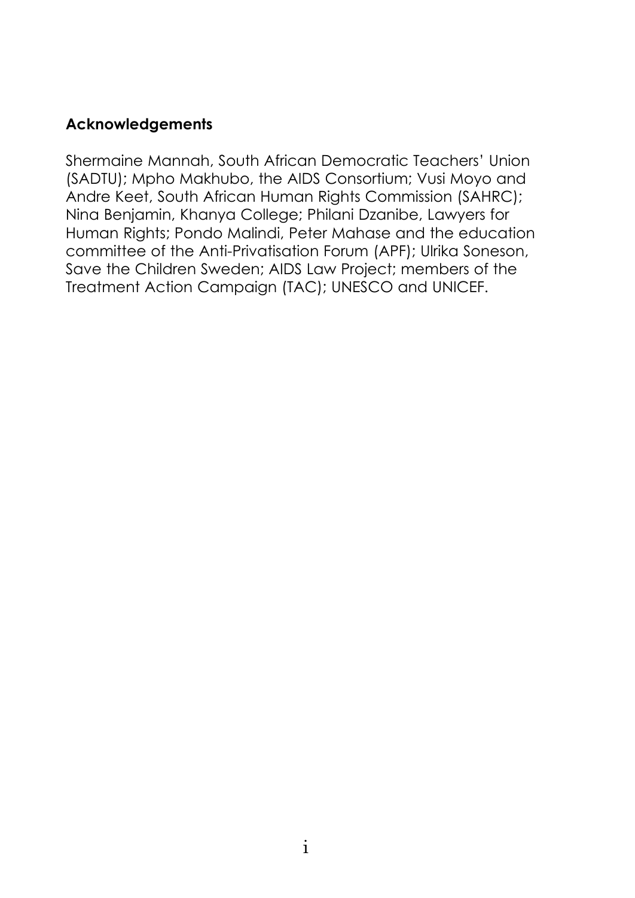## Acknowledgements

Shermaine Mannah, South African Democratic Teachers' Union (SADTU); Mpho Makhubo, the AIDS Consortium; Vusi Moyo and Andre Keet, South African Human Rights Commission (SAHRC); Nina Benjamin, Khanya College; Philani Dzanibe, Lawyers for Human Rights; Pondo Malindi, Peter Mahase and the education committee of the Anti-Privatisation Forum (APF); Ulrika Soneson, Save the Children Sweden; AIDS Law Project; members of the Treatment Action Campaign (TAC); UNESCO and UNICEF.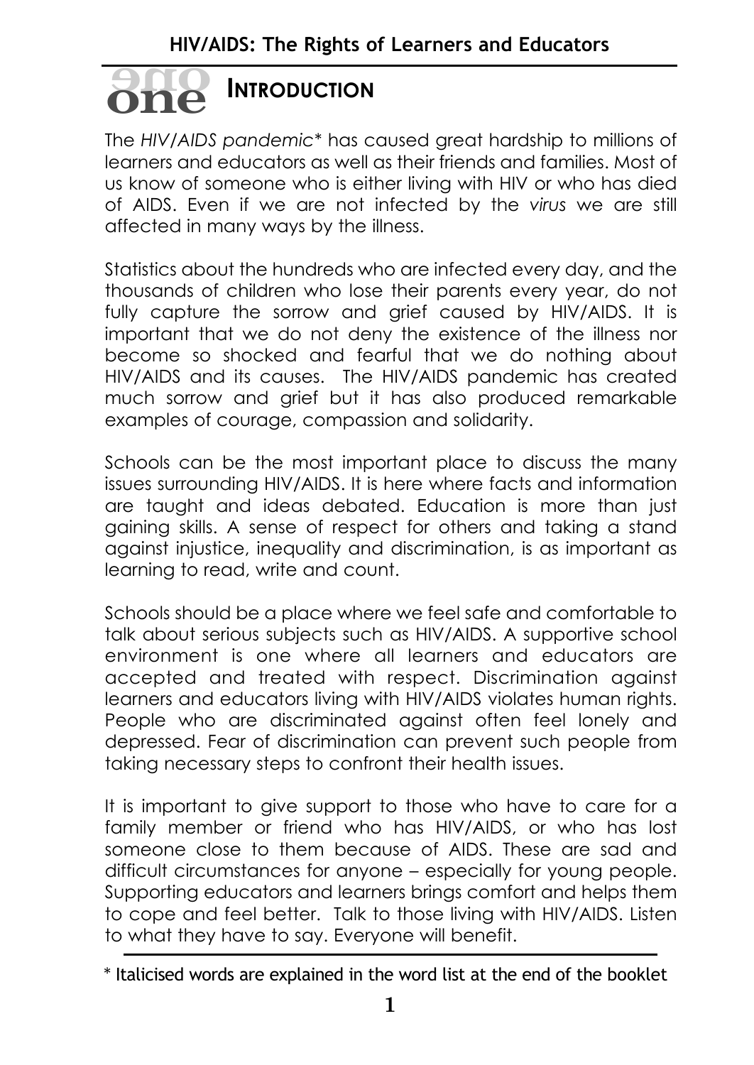# one INTRODUCTION

The *HIV/AIDS pandemic** has caused great hardship to millions of learners and educators as well as their friends and families. Most of us know of someone who is either living with HIV or who has died of AIDS. Even if we are not infected by the *virus* we are still affected in many ways by the illness.

Statistics about the hundreds who are infected every day, and the thousands of children who lose their parents every year, do not fully capture the sorrow and grief caused by HIV/AIDS. It is important that we do not deny the existence of the illness nor become so shocked and fearful that we do nothing about HIV/AIDS and its causes. The HIV/AIDS pandemic has created much sorrow and grief but it has also produced remarkable examples of courage, compassion and solidarity.

Schools can be the most important place to discuss the many issues surrounding HIV/AIDS. It is here where facts and information are taught and ideas debated. Education is more than just gaining skills. A sense of respect for others and taking a stand against injustice, inequality and discrimination, is as important as learning to read, write and count.

Schools should be a place where we feel safe and comfortable to talk about serious subjects such as HIV/AIDS. A supportive school environment is one where all learners and educators are accepted and treated with respect. Discrimination against learners and educators living with HIV/AIDS violates human rights. People who are discriminated against often feel lonely and depressed. Fear of discrimination can prevent such people from taking necessary steps to confront their health issues.

It is important to give support to those who have to care for a family member or friend who has HIV/AIDS, or who has lost someone close to them because of AIDS. These are sad and difficult circumstances for anyone – especially for young people. Supporting educators and learners brings comfort and helps them to cope and feel better. Talk to those living with HIV/AIDS. Listen to what they have to say. Everyone will benefit.

---

\* Italicised words are explained in the word list at the end of the booklet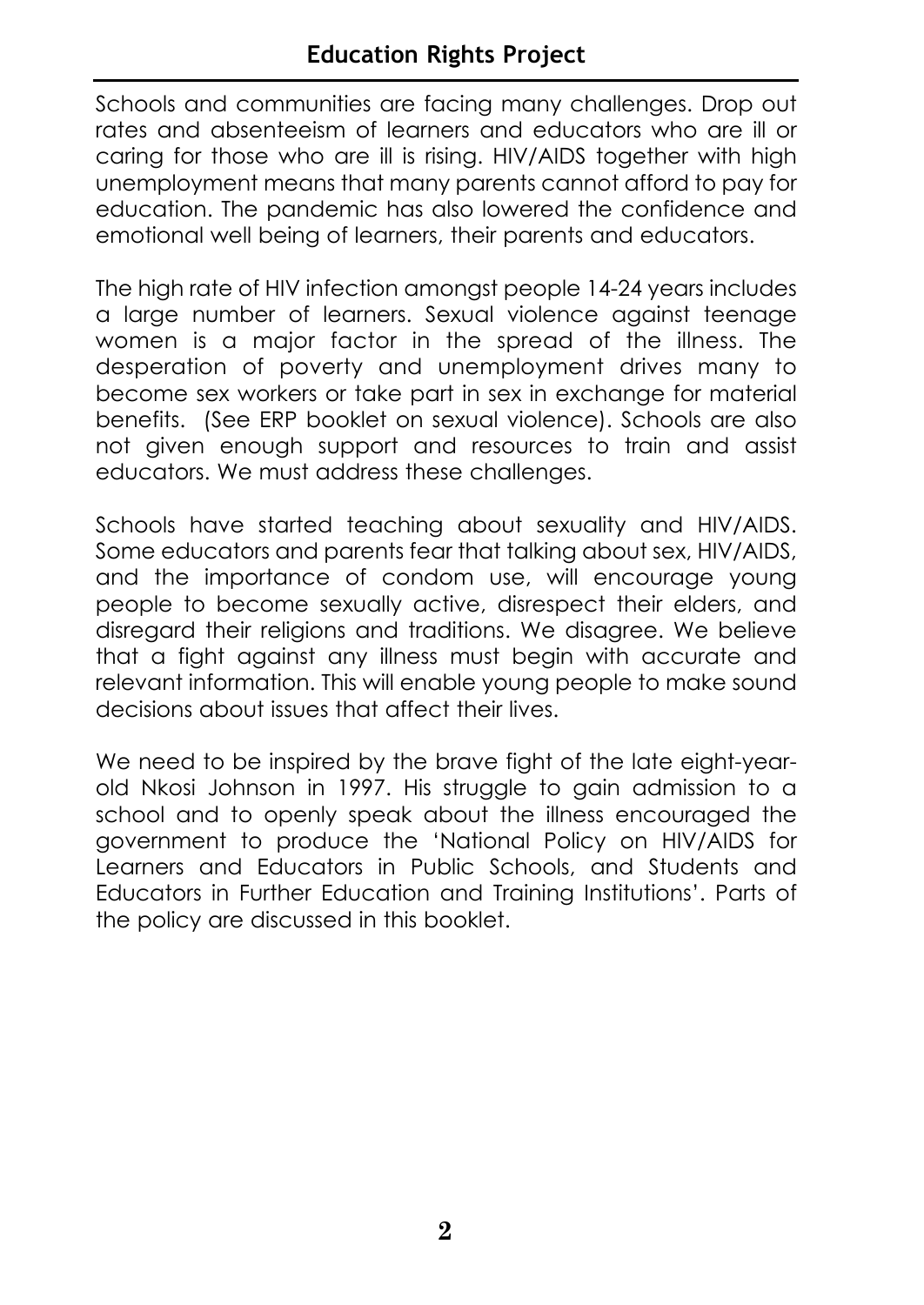Schools and communities are facing many challenges. Drop out rates and absenteeism of learners and educators who are ill or caring for those who are ill is rising. HIV/AIDS together with high unemployment means that many parents cannot afford to pay for education. The pandemic has also lowered the confidence and emotional well being of learners, their parents and educators.

The high rate of HIV infection amongst people 14-24 years includes a large number of learners. Sexual violence against teenage women is a major factor in the spread of the illness. The desperation of poverty and unemployment drives many to become sex workers or take part in sex in exchange for material benefits. (See ERP booklet on sexual violence). Schools are also not given enough support and resources to train and assist educators. We must address these challenges.

Schools have started teaching about sexuality and HIV/AIDS. Some educators and parents fear that talking about sex, HIV/AIDS, and the importance of condom use, will encourage young people to become sexually active, disrespect their elders, and disregard their religions and traditions. We disagree. We believe that a fight against any illness must begin with accurate and relevant information. This will enable young people to make sound decisions about issues that affect their lives.

We need to be inspired by the brave fight of the late eight-year-old Nkosi Johnson in 1997. His struggle to gain admission to a school and to openly speak about the illness encouraged the government to produce the 'National Policy on HIV/AIDS for Learners and Educators in Public Schools, and Students and Educators in Further Education and Training Institutions'. Parts of the policy are discussed in this booklet.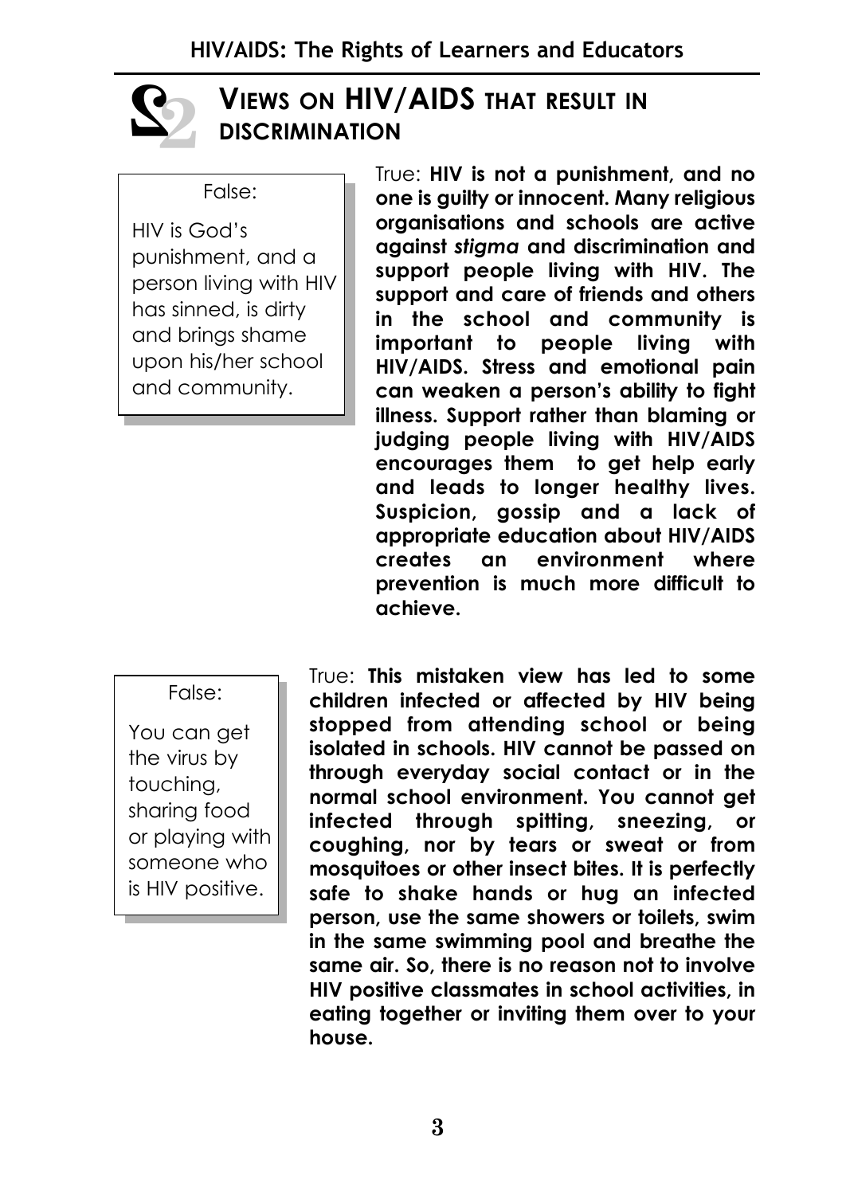## Views on HIV/AIDS that result in discrimination

False:

HIV is God's punishment, and a person living with HIV has sinned, is dirty and brings shame upon his/her school and community.

True: **HIV is not a punishment, and no one is guilty or innocent. Many religious organisations and schools are active against *stigma* and discrimination and support people living with HIV. The support and care of friends and others in the school and community is important to people living with HIV/AIDS. Stress and emotional pain can weaken a person's ability to fight illness. Support rather than blaming or judging people living with HIV/AIDS encourages them to get help early and leads to longer healthy lives. Suspicion, gossip and a lack of appropriate education about HIV/AIDS creates an environment where prevention is much more difficult to achieve.**

False:

You can get the virus by touching, sharing food or playing with someone who is HIV positive.

True: **This mistaken view has led to some children infected or affected by HIV being stopped from attending school or being isolated in schools. HIV cannot be passed on through everyday social contact or in the normal school environment. You cannot get infected through spitting, sneezing, or coughing, nor by tears or sweat or from mosquitoes or other insect bites. It is perfectly safe to shake hands or hug an infected person, use the same showers or toilets, swim in the same swimming pool and breathe the same air. So, there is no reason not to involve HIV positive classmates in school activities, in eating together or inviting them over to your house.**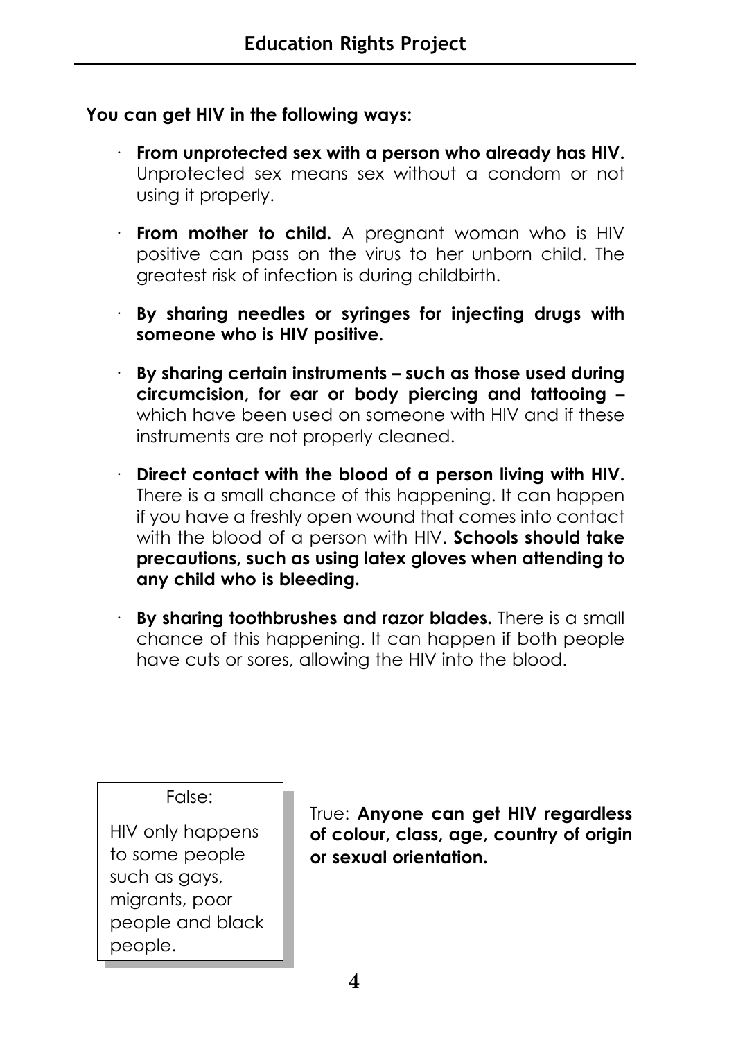**You can get HIV in the following ways:**

- **From unprotected sex with a person who already has HIV.** Unprotected sex means sex without a condom or not using it properly.
- **From mother to child.** A pregnant woman who is HIV positive can pass on the virus to her unborn child. The greatest risk of infection is during childbirth.
- **By sharing needles or syringes for injecting drugs with someone who is HIV positive.**
- **By sharing certain instruments – such as those used during circumcision, for ear or body piercing and tattooing –** which have been used on someone with HIV and if these instruments are not properly cleaned.
- **Direct contact with the blood of a person living with HIV.** There is a small chance of this happening. It can happen if you have a freshly open wound that comes into contact with the blood of a person with HIV. **Schools should take precautions, such as using latex gloves when attending to any child who is bleeding.**
- **By sharing toothbrushes and razor blades.** There is a small chance of this happening. It can happen if both people have cuts or sores, allowing the HIV into the blood.

False:

HIV only happens to some people such as gays, migrants, poor people and black people.

True: **Anyone can get HIV regardless of colour, class, age, country of origin or sexual orientation.**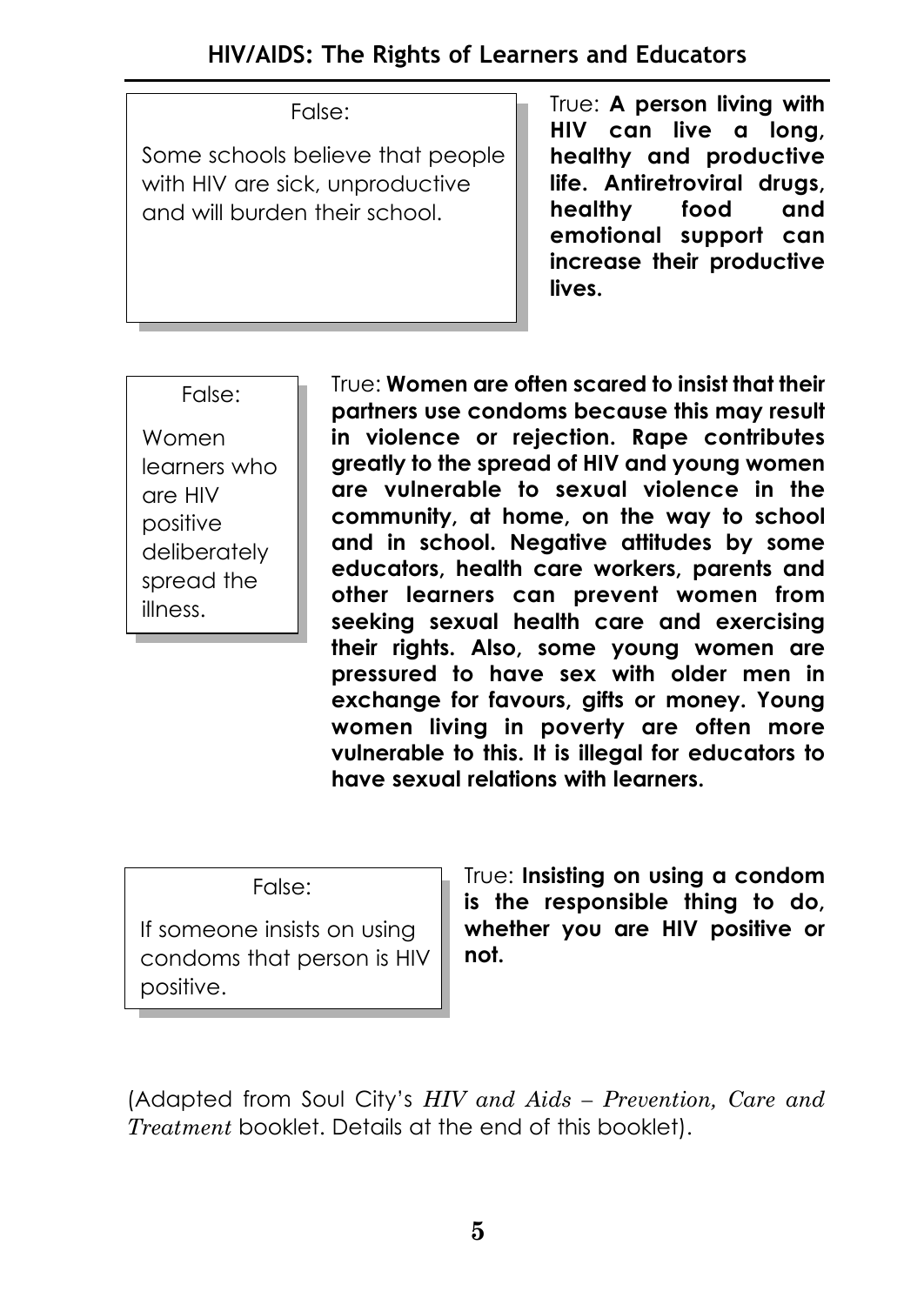False:

Some schools believe that people with HIV are sick, unproductive and will burden their school.

True: **A person living with HIV can live a long, healthy and productive life. Antiretroviral drugs, healthy food and emotional support can increase their productive lives.**

False:

Women learners who are HIV positive deliberately spread the illness.

True: **Women are often scared to insist that their partners use condoms because this may result in violence or rejection. Rape contributes greatly to the spread of HIV and young women are vulnerable to sexual violence in the community, at home, on the way to school and in school. Negative attitudes by some educators, health care workers, parents and other learners can prevent women from seeking sexual health care and exercising their rights. Also, some young women are pressured to have sex with older men in exchange for favours, gifts or money. Young women living in poverty are often more vulnerable to this. It is illegal for educators to have sexual relations with learners.**

False:

If someone insists on using condoms that person is HIV positive.

True: **Insisting on using a condom is the responsible thing to do, whether you are HIV positive or not.**

(Adapted from Soul City's *HIV and Aids – Prevention, Care and Treatment* booklet. Details at the end of this booklet).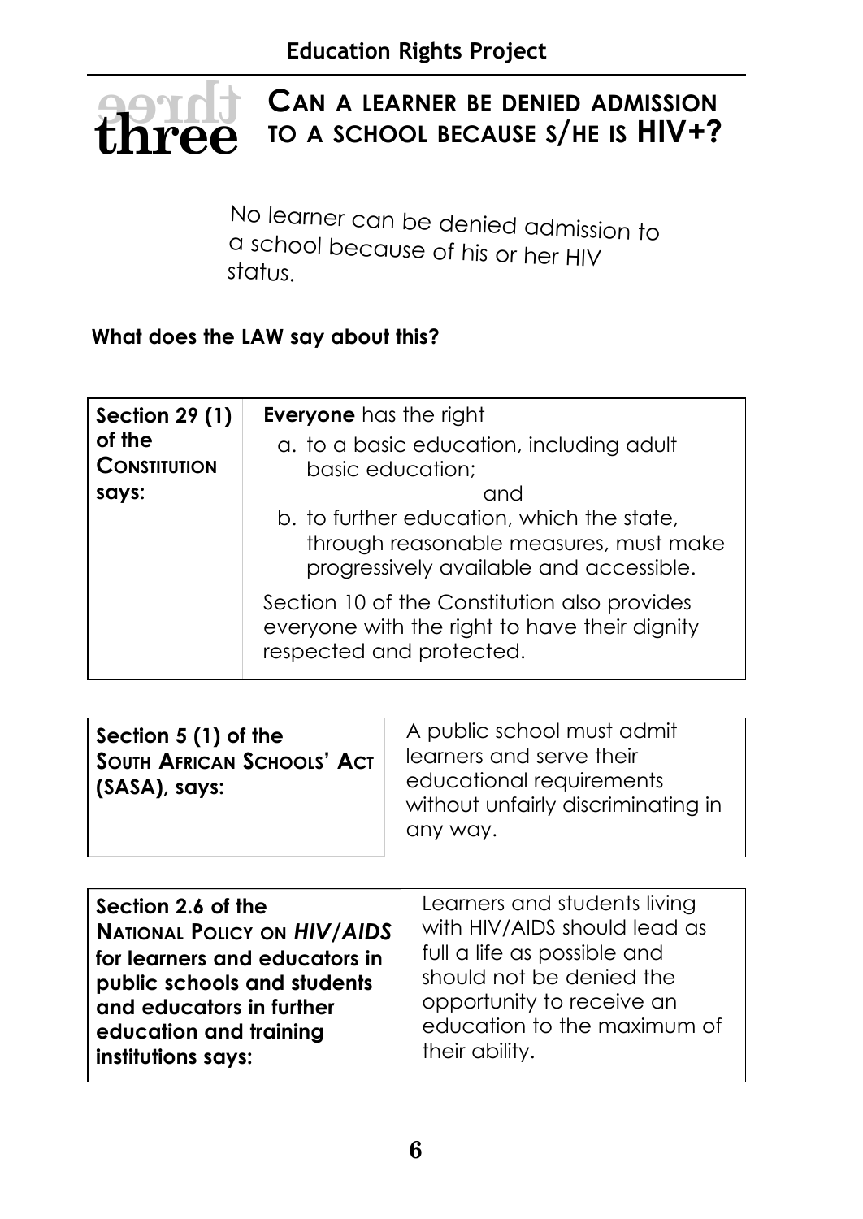# three CAN A LEARNER BE DENIED ADMISSION TO A SCHOOL BECAUSE S/HE IS HIV+?

No learner can be denied admission to a school because of his or her HIV status.

**What does the LAW say about this?**

| **Section 29 (1) of the CONSTITUTION says:** | **Everyone** has the right<br>a. to a basic education, including adult basic education;<br>and<br>b. to further education, which the state, through reasonable measures, must make progressively available and accessible.<br><br>Section 10 of the Constitution also provides everyone with the right to have their dignity respected and protected. |
|---|---|

| **Section 5 (1) of the SOUTH AFRICAN SCHOOLS' ACT (SASA), says:** | A public school must admit learners and serve their educational requirements without unfairly discriminating in any way. |
|---|---|

| **Section 2.6 of the NATIONAL POLICY ON *HIV/AIDS* for learners and educators in public schools and students and educators in further education and training institutions says:** | Learners and students living with HIV/AIDS should lead as full a life as possible and should not be denied the opportunity to receive an education to the maximum of their ability. |
|---|---|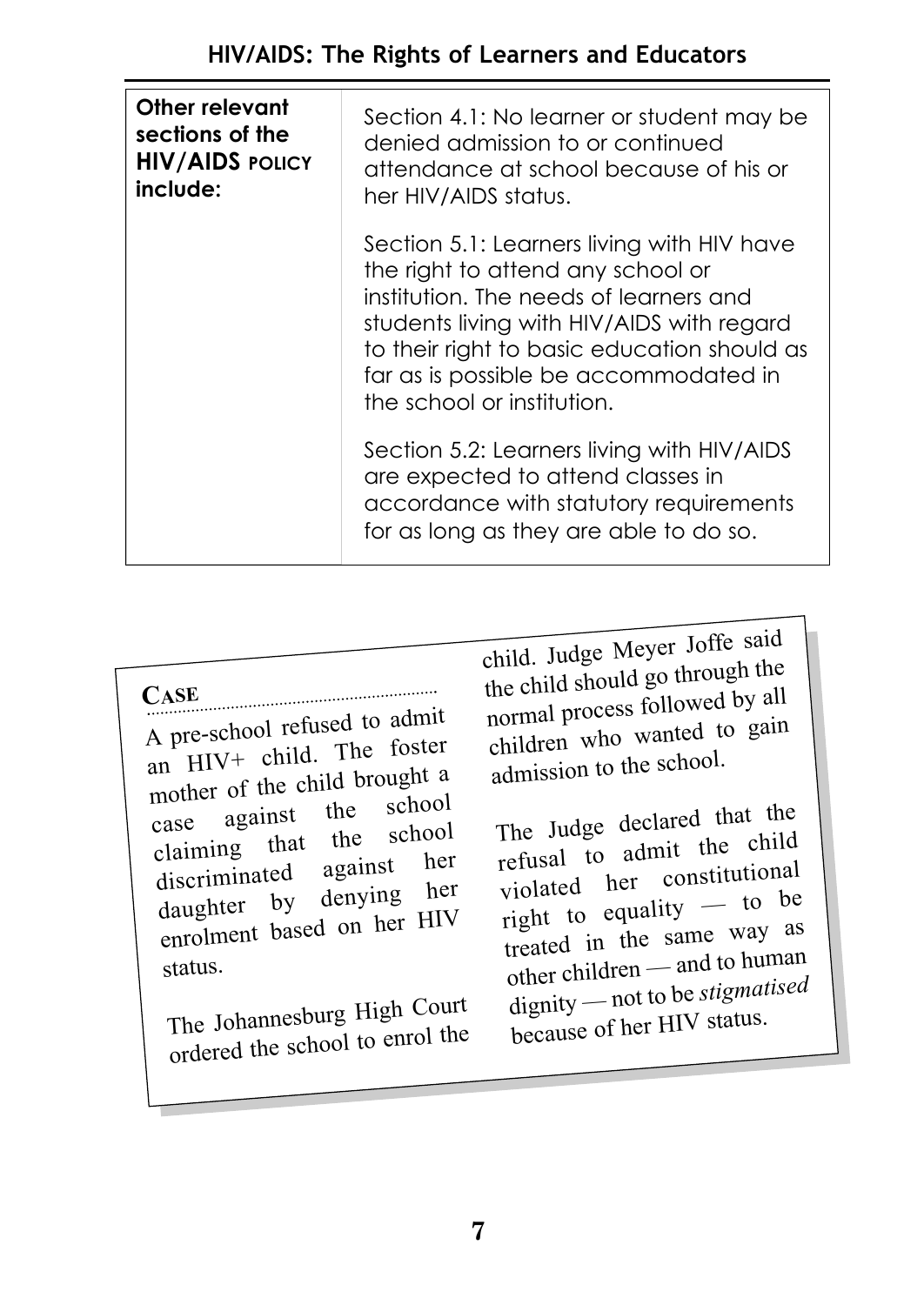| Other relevant sections of the HIV/AIDS POLICY include: | Section 4.1: No learner or student may be denied admission to or continued attendance at school because of his or her HIV/AIDS status.<br><br>Section 5.1: Learners living with HIV have the right to attend any school or institution. The needs of learners and students living with HIV/AIDS with regard to their right to basic education should as far as is possible be accommodated in the school or institution.<br><br>Section 5.2: Learners living with HIV/AIDS are expected to attend classes in accordance with statutory requirements for as long as they are able to do so. |
|---|---|

**CASE**

A pre-school refused to admit an HIV+ child. The foster mother of the child brought a case against the school claiming that the school discriminated against her daughter by denying her enrolment based on her HIV status.

The Johannesburg High Court ordered the school to enrol the child. Judge Meyer Joffe said the child should go through the normal process followed by all children who wanted to gain admission to the school.

The Judge declared that the refusal to admit the child violated her constitutional right to equality — to be treated in the same way as other children — and to human dignity — not to be *stigmatised* because of her HIV status.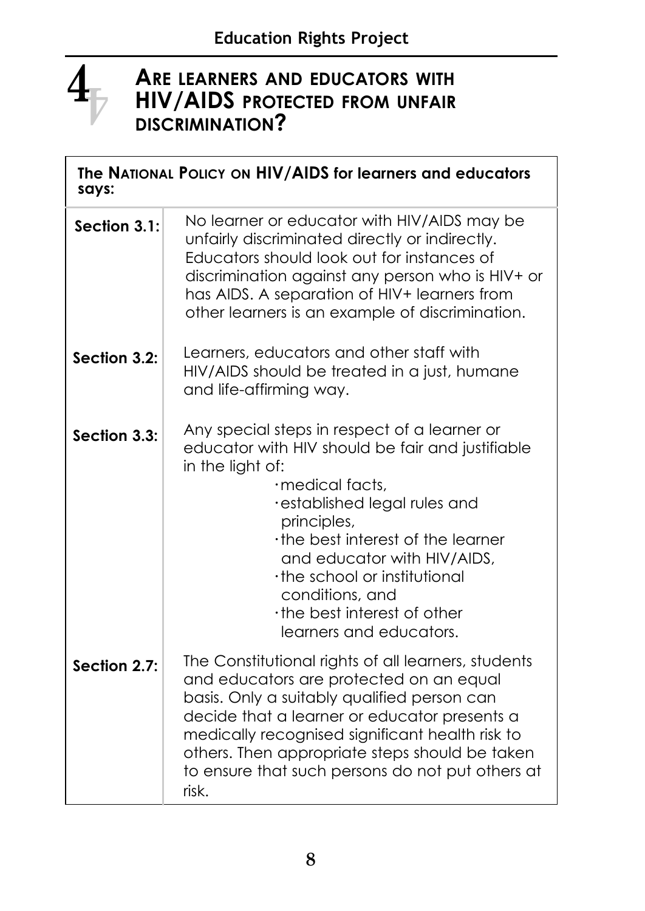# 4 ARE LEARNERS AND EDUCATORS WITH HIV/AIDS PROTECTED FROM UNFAIR DISCRIMINATION?

| **The NATIONAL POLICY ON HIV/AIDS for learners and educators says:** | |
|---|---|
| **Section 3.1:** | No learner or educator with HIV/AIDS may be unfairly discriminated directly or indirectly. Educators should look out for instances of discrimination against any person who is HIV+ or has AIDS. A separation of HIV+ learners from other learners is an example of discrimination. |
| **Section 3.2:** | Learners, educators and other staff with HIV/AIDS should be treated in a just, humane and life-affirming way. |
| **Section 3.3:** | Any special steps in respect of a learner or educator with HIV should be fair and justifiable in the light of: · medical facts, · established legal rules and principles, · the best interest of the learner and educator with HIV/AIDS, · the school or institutional conditions, and · the best interest of other learners and educators. |
| **Section 2.7:** | The Constitutional rights of all learners, students and educators are protected on an equal basis. Only a suitably qualified person can decide that a learner or educator presents a medically recognised significant health risk to others. Then appropriate steps should be taken to ensure that such persons do not put others at risk. |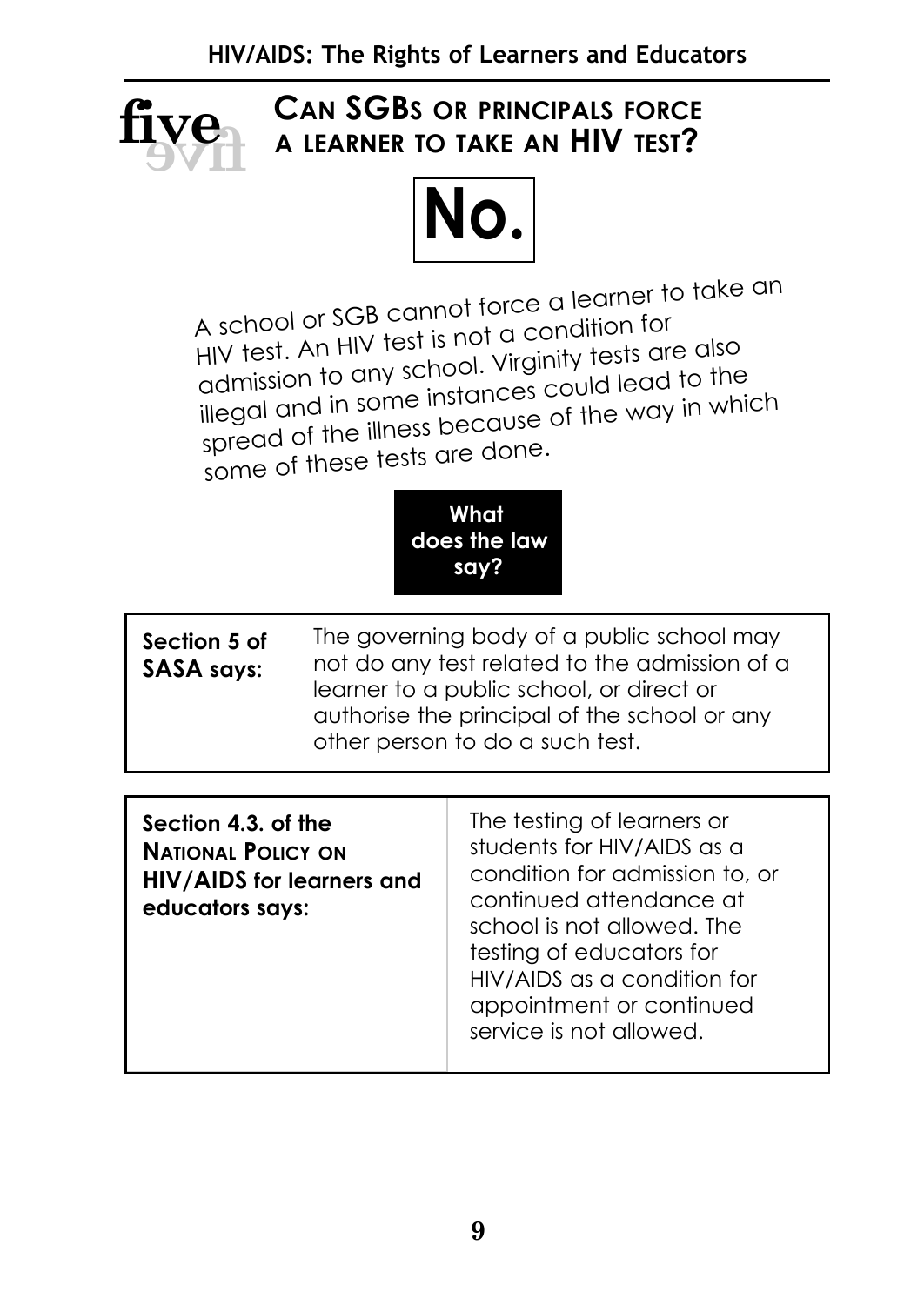# five

## CAN SGBS OR PRINCIPALS FORCE A LEARNER TO TAKE AN HIV TEST?

**No.**

A school or SGB cannot force a learner to take an HIV test. An HIV test is not a condition for admission to any school. Virginity tests are also illegal and in some instances could lead to the spread of the illness because of the way in which some of these tests are done.

**What does the law say?**

| **Section 5 of SASA says:** | The governing body of a public school may not do any test related to the admission of a learner to a public school, or direct or authorise the principal of the school or any other person to do a such test. |
|---|---|

| **Section 4.3. of the NATIONAL POLICY ON HIV/AIDS for learners and educators says:** | The testing of learners or students for HIV/AIDS as a condition for admission to, or continued attendance at school is not allowed. The testing of educators for HIV/AIDS as a condition for appointment or continued service is not allowed. |
|---|---|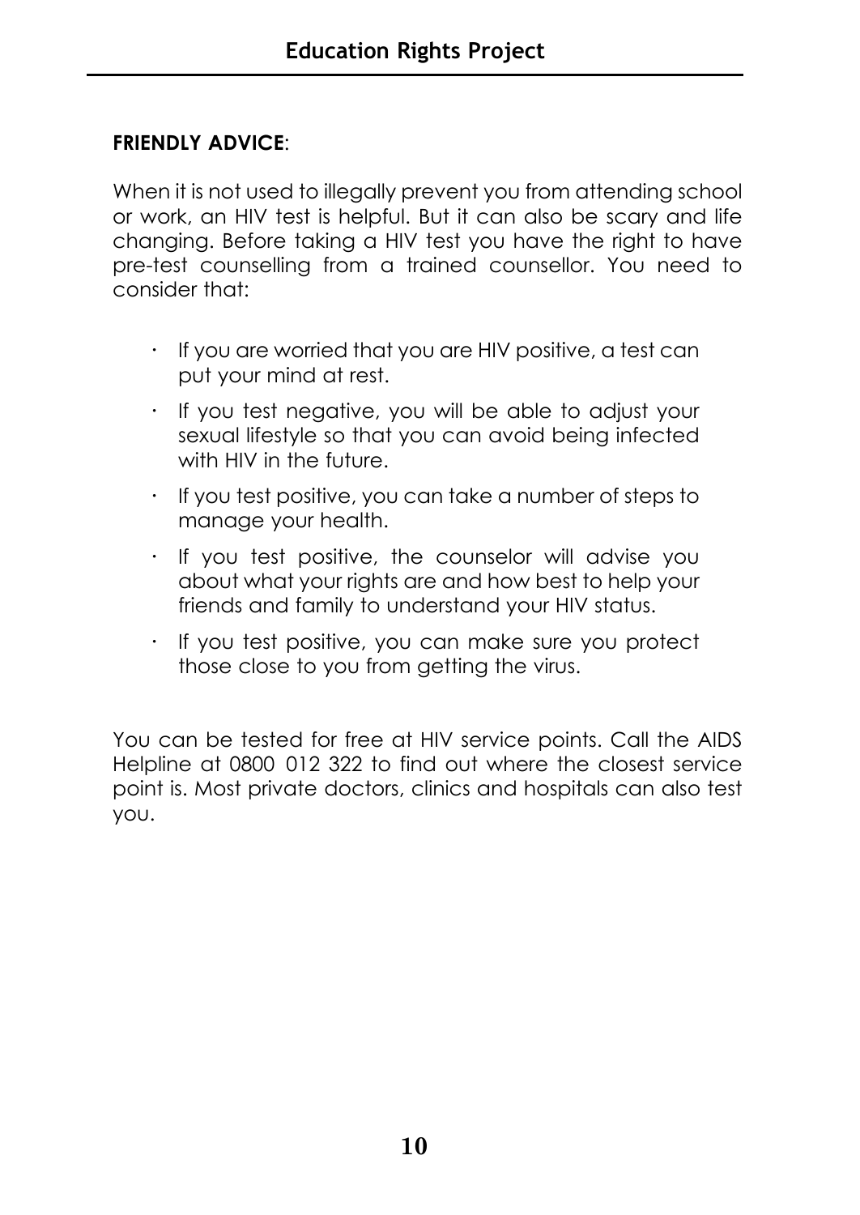**FRIENDLY ADVICE**:

When it is not used to illegally prevent you from attending school or work, an HIV test is helpful. But it can also be scary and life changing. Before taking a HIV test you have the right to have pre-test counselling from a trained counsellor. You need to consider that:

- If you are worried that you are HIV positive, a test can put your mind at rest.
- If you test negative, you will be able to adjust your sexual lifestyle so that you can avoid being infected with HIV in the future.
- If you test positive, you can take a number of steps to manage your health.
- If you test positive, the counselor will advise you about what your rights are and how best to help your friends and family to understand your HIV status.
- If you test positive, you can make sure you protect those close to you from getting the virus.

You can be tested for free at HIV service points. Call the AIDS Helpline at 0800 012 322 to find out where the closest service point is. Most private doctors, clinics and hospitals can also test you.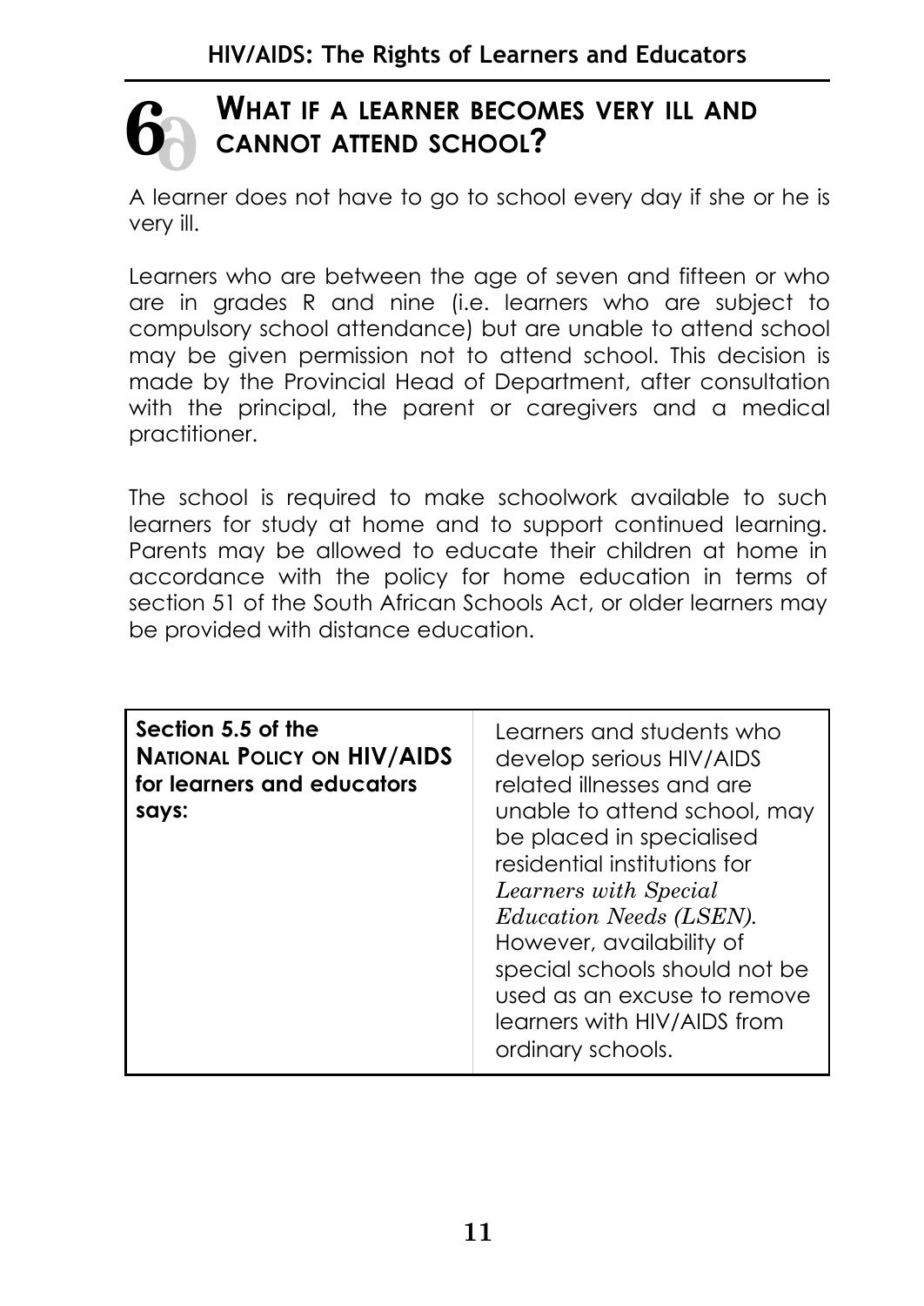## 6 What if a learner becomes very ill and cannot attend school?

A learner does not have to go to school every day if she or he is very ill.

Learners who are between the age of seven and fifteen or who are in grades R and nine (i.e. learners who are subject to compulsory school attendance) but are unable to attend school may be given permission not to attend school. This decision is made by the Provincial Head of Department, after consultation with the principal, the parent or caregivers and a medical practitioner.

The school is required to make schoolwork available to such learners for study at home and to support continued learning. Parents may be allowed to educate their children at home in accordance with the policy for home education in terms of section 51 of the South African Schools Act, or older learners may be provided with distance education.

| **Section 5.5 of the National Policy on HIV/AIDS for learners and educators says:** | Learners and students who develop serious HIV/AIDS related illnesses and are unable to attend school, may be placed in specialised residential institutions for *Learners with Special Education Needs (LSEN).* However, availability of special schools should not be used as an excuse to remove learners with HIV/AIDS from ordinary schools. |
|---|---|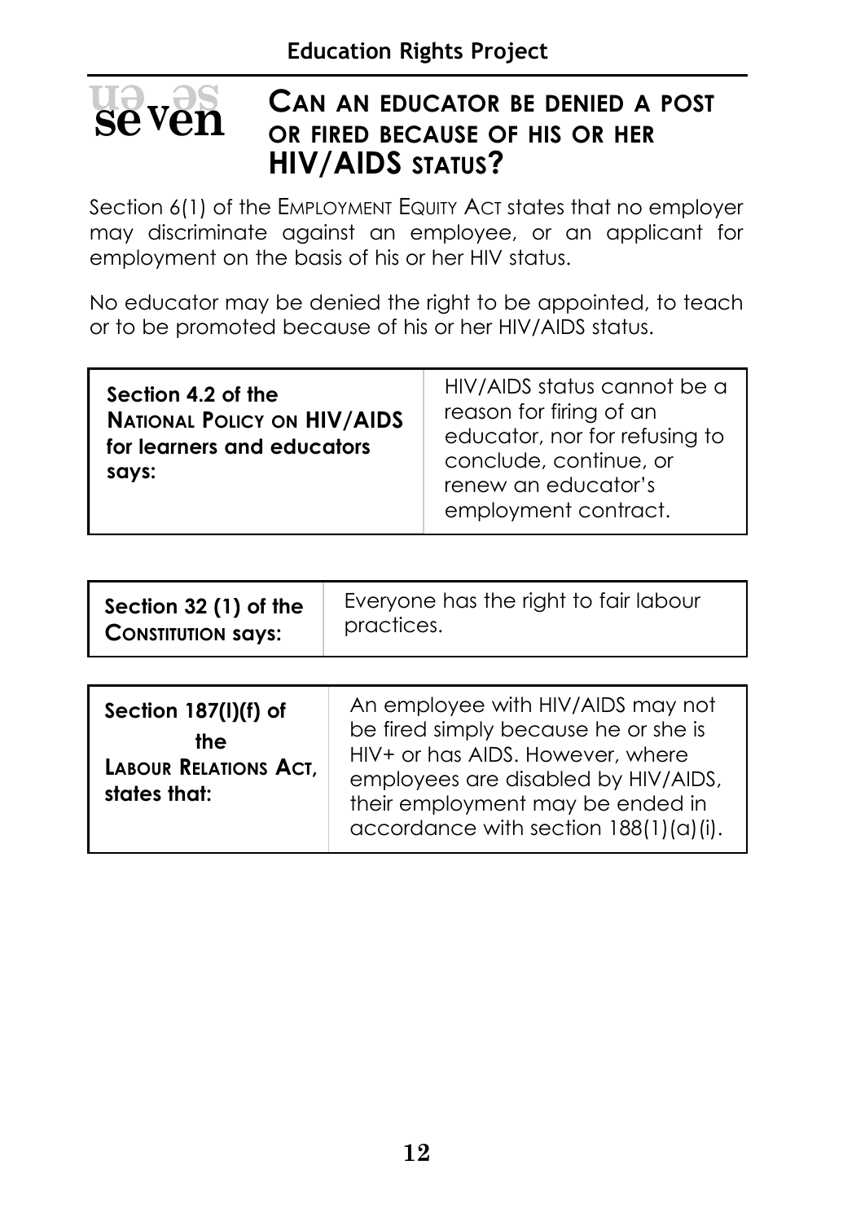## seven

## CAN AN EDUCATOR BE DENIED A POST OR FIRED BECAUSE OF HIS OR HER HIV/AIDS STATUS?

Section 6(1) of the EMPLOYMENT EQUITY ACT states that no employer may discriminate against an employee, or an applicant for employment on the basis of his or her HIV status.

No educator may be denied the right to be appointed, to teach or to be promoted because of his or her HIV/AIDS status.

| **Section 4.2 of the NATIONAL POLICY ON HIV/AIDS for learners and educators says:** | HIV/AIDS status cannot be a reason for firing of an educator, nor for refusing to conclude, continue, or renew an educator's employment contract. |
|---|---|

| **Section 32 (1) of the CONSTITUTION says:** | Everyone has the right to fair labour practices. |
|---|---|

| **Section 187(l)(f) of the LABOUR RELATIONS ACT, states that:** | An employee with HIV/AIDS may not be fired simply because he or she is HIV+ or has AIDS. However, where employees are disabled by HIV/AIDS, their employment may be ended in accordance with section 188(1)(a)(i). |
|---|---|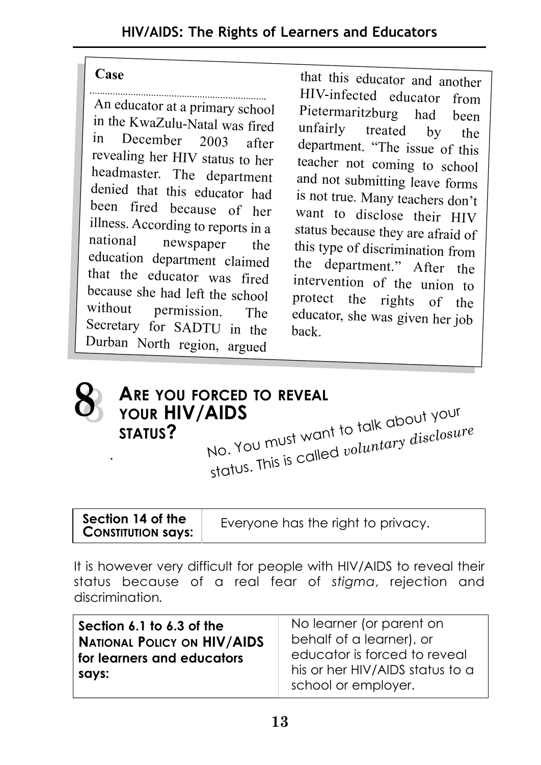**Case**

An educator at a primary school in the KwaZulu-Natal was fired in December 2003 after revealing her HIV status to her headmaster. The department denied that this educator had been fired because of her illness. According to reports in a national newspaper the education department claimed that the educator was fired because she had left the school without permission. The Secretary for SADTU in the Durban North region, argued that this educator and another HIV-infected educator from Pietermaritzburg had been unfairly treated by the department. "The issue of this teacher not coming to school and not submitting leave forms is not true. Many teachers don't want to disclose their HIV status because they are afraid of this type of discrimination from the department." After the intervention of the union to protect the rights of the educator, she was given her job back.

## 8 Are you forced to reveal your HIV/AIDS status?

No. You must want to talk about your status. This is called *voluntary disclosure*

| Section 14 of the Constitution says: | Everyone has the right to privacy. |
|---|---|

It is however very difficult for people with HIV/AIDS to reveal their status because of a real fear of *stigma*, rejection and discrimination.

| Section 6.1 to 6.3 of the National Policy on HIV/AIDS for learners and educators says: | No learner (or parent on behalf of a learner), or educator is forced to reveal his or her HIV/AIDS status to a school or employer. |
|---|---|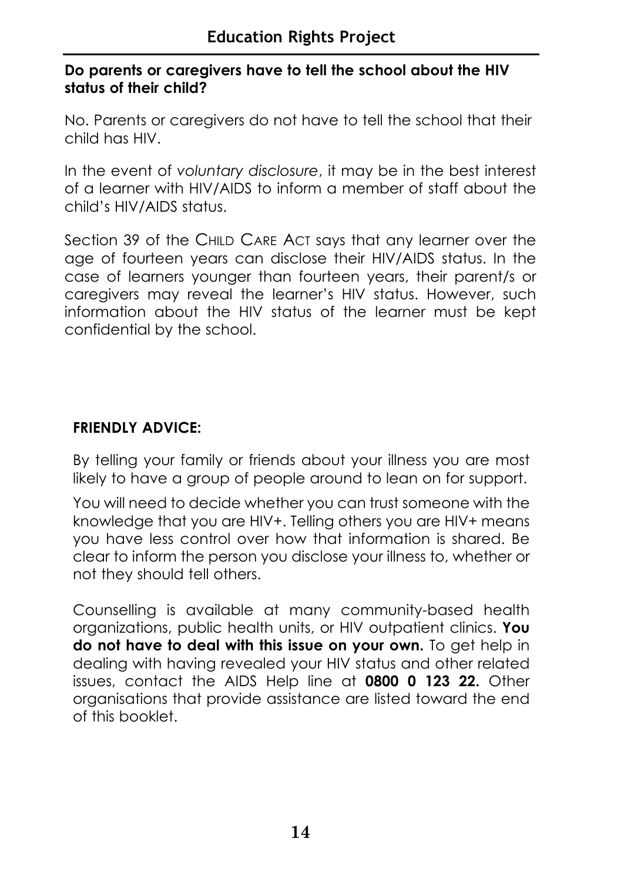**Do parents or caregivers have to tell the school about the HIV status of their child?**

No. Parents or caregivers do not have to tell the school that their child has HIV.

In the event of *voluntary disclosure*, it may be in the best interest of a learner with HIV/AIDS to inform a member of staff about the child's HIV/AIDS status.

Section 39 of the CHILD CARE ACT says that any learner over the age of fourteen years can disclose their HIV/AIDS status. In the case of learners younger than fourteen years, their parent/s or caregivers may reveal the learner's HIV status. However, such information about the HIV status of the learner must be kept confidential by the school.

**FRIENDLY ADVICE:**

By telling your family or friends about your illness you are most likely to have a group of people around to lean on for support.

You will need to decide whether you can trust someone with the knowledge that you are HIV+. Telling others you are HIV+ means you have less control over how that information is shared. Be clear to inform the person you disclose your illness to, whether or not they should tell others.

Counselling is available at many community-based health organizations, public health units, or HIV outpatient clinics. **You do not have to deal with this issue on your own.** To get help in dealing with having revealed your HIV status and other related issues, contact the AIDS Help line at **0800 0 123 22.** Other organisations that provide assistance are listed toward the end of this booklet.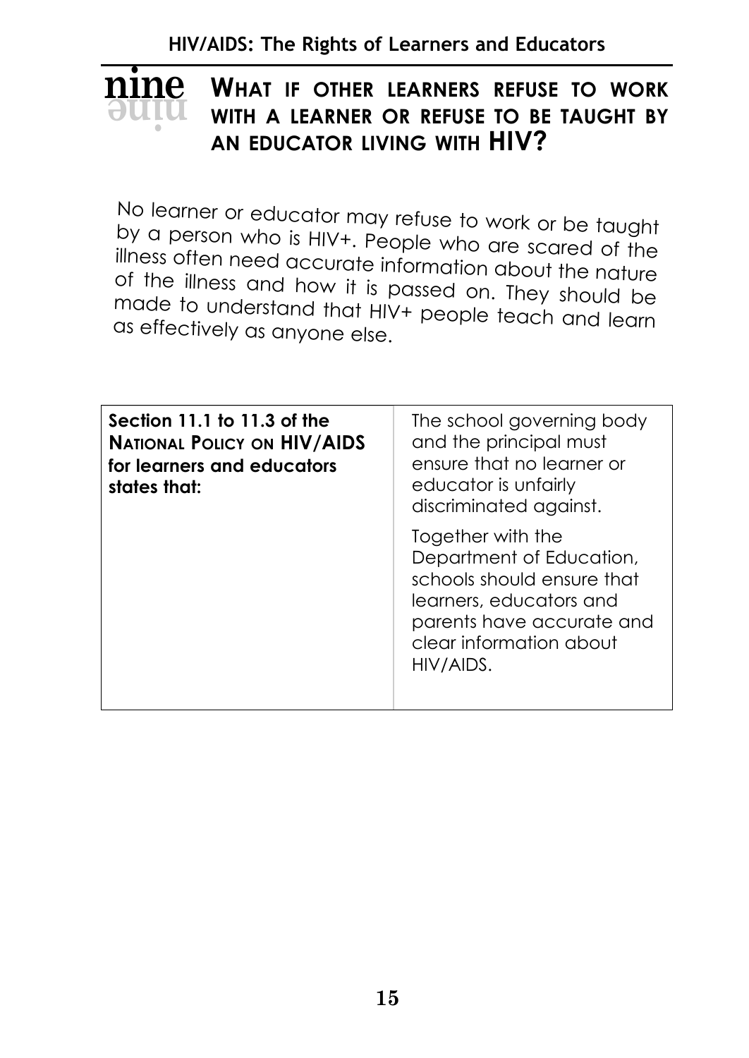# nine

## What if other learners refuse to work with a learner or refuse to be taught by an educator living with HIV?

No learner or educator may refuse to work or be taught by a person who is HIV+. People who are scared of the illness often need accurate information about the nature of the illness and how it is passed on. They should be made to understand that HIV+ people teach and learn as effectively as anyone else.

| **Section 11.1 to 11.3 of the National Policy on HIV/AIDS for learners and educators states that:** | The school governing body and the principal must ensure that no learner or educator is unfairly discriminated against.<br><br>Together with the Department of Education, schools should ensure that learners, educators and parents have accurate and clear information about HIV/AIDS. |
|---|---|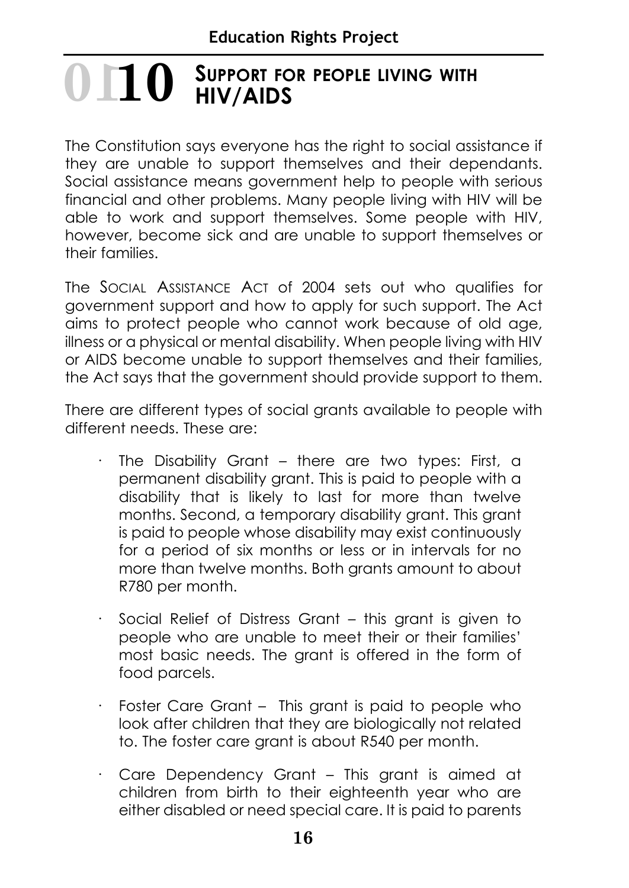# 10 SUPPORT FOR PEOPLE LIVING WITH HIV/AIDS

The Constitution says everyone has the right to social assistance if they are unable to support themselves and their dependants. Social assistance means government help to people with serious financial and other problems. Many people living with HIV will be able to work and support themselves. Some people with HIV, however, become sick and are unable to support themselves or their families.

The SOCIAL ASSISTANCE ACT of 2004 sets out who qualifies for government support and how to apply for such support. The Act aims to protect people who cannot work because of old age, illness or a physical or mental disability. When people living with HIV or AIDS become unable to support themselves and their families, the Act says that the government should provide support to them.

There are different types of social grants available to people with different needs. These are:

- The Disability Grant – there are two types: First, a permanent disability grant. This is paid to people with a disability that is likely to last for more than twelve months. Second, a temporary disability grant. This grant is paid to people whose disability may exist continuously for a period of six months or less or in intervals for no more than twelve months. Both grants amount to about R780 per month.

- Social Relief of Distress Grant – this grant is given to people who are unable to meet their or their families' most basic needs. The grant is offered in the form of food parcels.

- Foster Care Grant – This grant is paid to people who look after children that they are biologically not related to. The foster care grant is about R540 per month.

- Care Dependency Grant – This grant is aimed at children from birth to their eighteenth year who are either disabled or need special care. It is paid to parents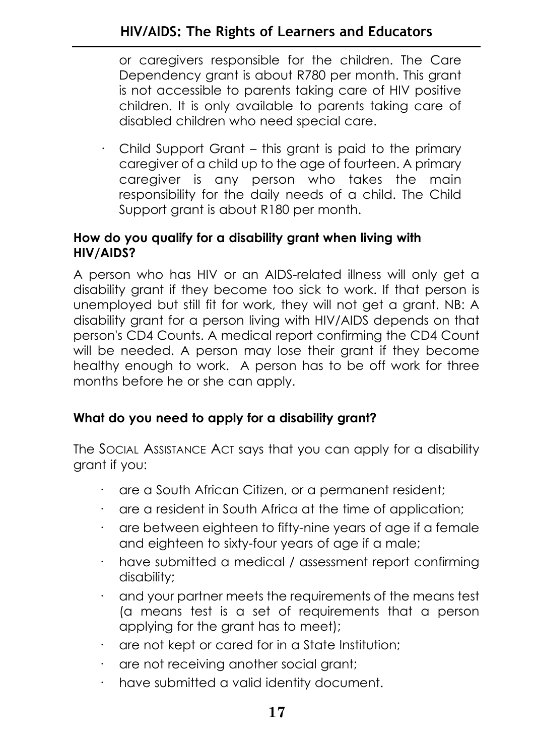or caregivers responsible for the children. The Care Dependency grant is about R780 per month. This grant is not accessible to parents taking care of HIV positive children. It is only available to parents taking care of disabled children who need special care.

- Child Support Grant – this grant is paid to the primary caregiver of a child up to the age of fourteen. A primary caregiver is any person who takes the main responsibility for the daily needs of a child. The Child Support grant is about R180 per month.

**How do you qualify for a disability grant when living with HIV/AIDS?**

A person who has HIV or an AIDS-related illness will only get a disability grant if they become too sick to work. If that person is unemployed but still fit for work, they will not get a grant. NB: A disability grant for a person living with HIV/AIDS depends on that person's CD4 Counts. A medical report confirming the CD4 Count will be needed. A person may lose their grant if they become healthy enough to work. A person has to be off work for three months before he or she can apply.

**What do you need to apply for a disability grant?**

The SOCIAL ASSISTANCE ACT says that you can apply for a disability grant if you:

- are a South African Citizen, or a permanent resident;
- are a resident in South Africa at the time of application;
- are between eighteen to fifty-nine years of age if a female and eighteen to sixty-four years of age if a male;
- have submitted a medical / assessment report confirming disability;
- and your partner meets the requirements of the means test (a means test is a set of requirements that a person applying for the grant has to meet);
- are not kept or cared for in a State Institution;
- are not receiving another social grant;
- have submitted a valid identity document.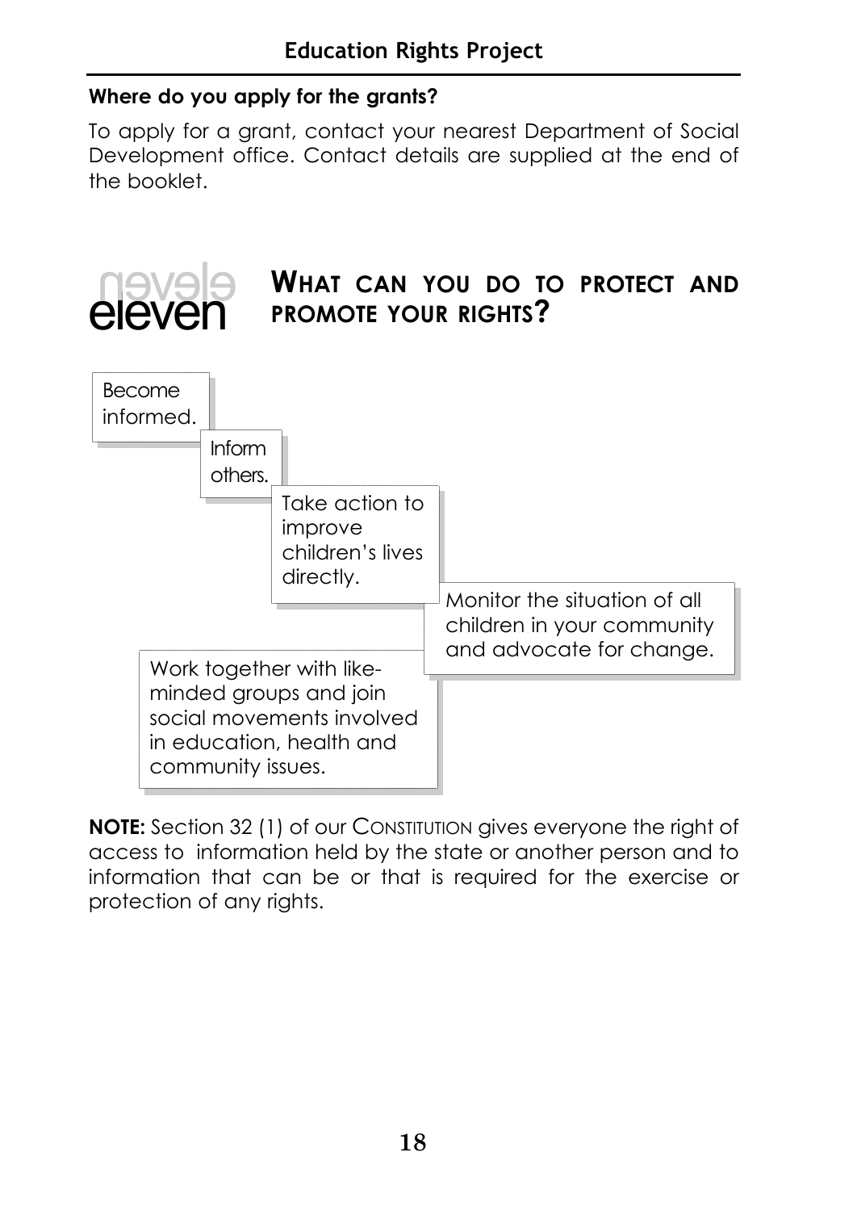### Where do you apply for the grants?

To apply for a grant, contact your nearest Department of Social Development office. Contact details are supplied at the end of the booklet.

## eleven WHAT CAN YOU DO TO PROTECT AND PROMOTE YOUR RIGHTS?

- Become informed.
- Inform others.
- Take action to improve children's lives directly.
- Monitor the situation of all children in your community and advocate for change.
- Work together with like-minded groups and join social movements involved in education, health and community issues.

**NOTE:** Section 32 (1) of our CONSTITUTION gives everyone the right of access to information held by the state or another person and to information that can be or that is required for the exercise or protection of any rights.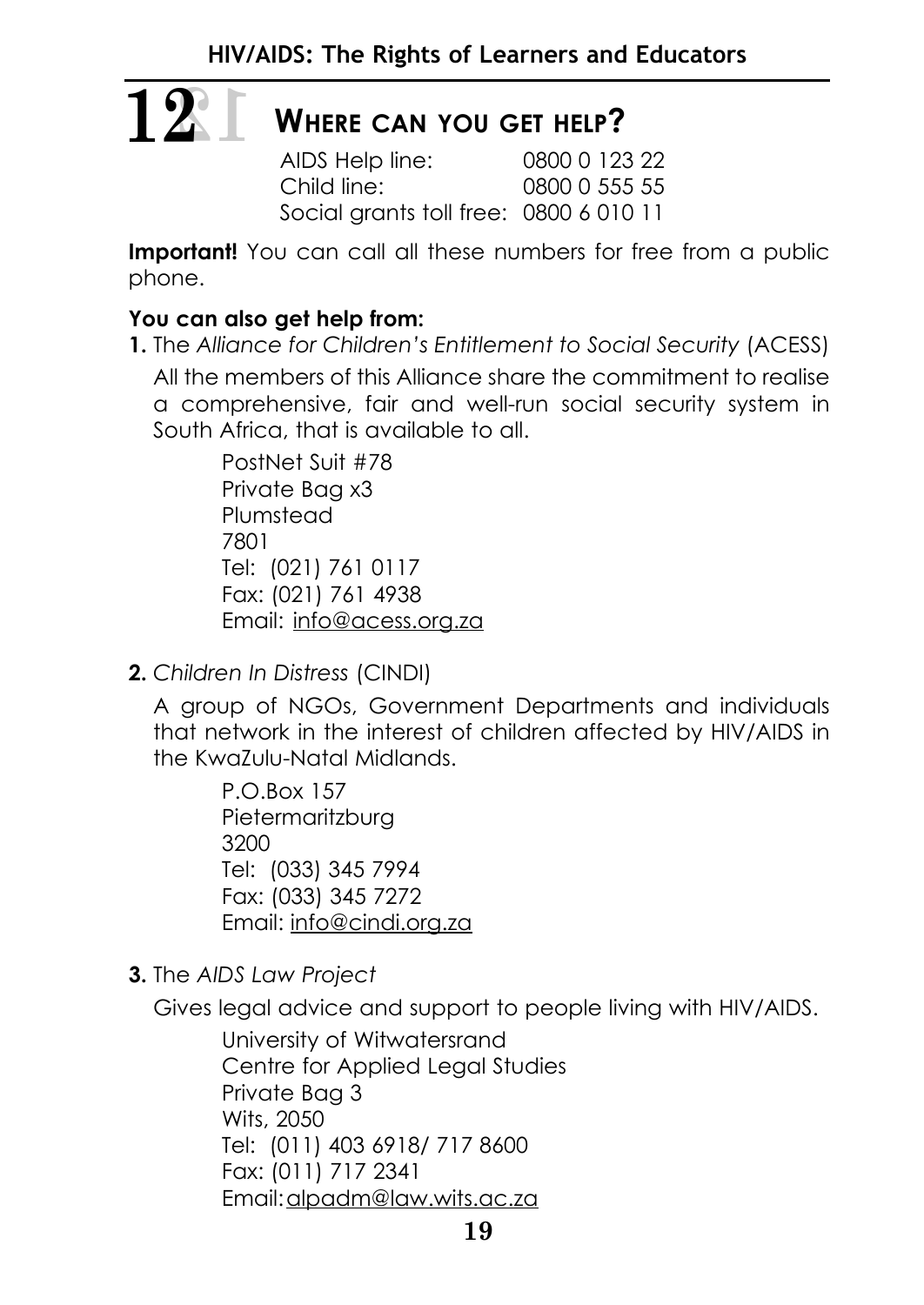# 12 Where can you get help?

AIDS Help line: 0800 0 123 22
Child line: 0800 0 555 55
Social grants toll free: 0800 6 010 11

**Important!** You can call all these numbers for free from a public phone.

**You can also get help from:**

**1.** The *Alliance for Children's Entitlement to Social Security* (ACESS)

All the members of this Alliance share the commitment to realise a comprehensive, fair and well-run social security system in South Africa, that is available to all.

PostNet Suit #78
Private Bag x3
Plumstead
7801
Tel: (021) 761 0117
Fax: (021) 761 4938
Email: info@acess.org.za

**2.** *Children In Distress* (CINDI)

A group of NGOs, Government Departments and individuals that network in the interest of children affected by HIV/AIDS in the KwaZulu-Natal Midlands.

P.O.Box 157
Pietermaritzburg
3200
Tel: (033) 345 7994
Fax: (033) 345 7272
Email: info@cindi.org.za

**3.** The *AIDS Law Project*

Gives legal advice and support to people living with HIV/AIDS.

University of Witwatersrand
Centre for Applied Legal Studies
Private Bag 3
Wits, 2050
Tel: (011) 403 6918/ 717 8600
Fax: (011) 717 2341
Email: alpadm@law.wits.ac.za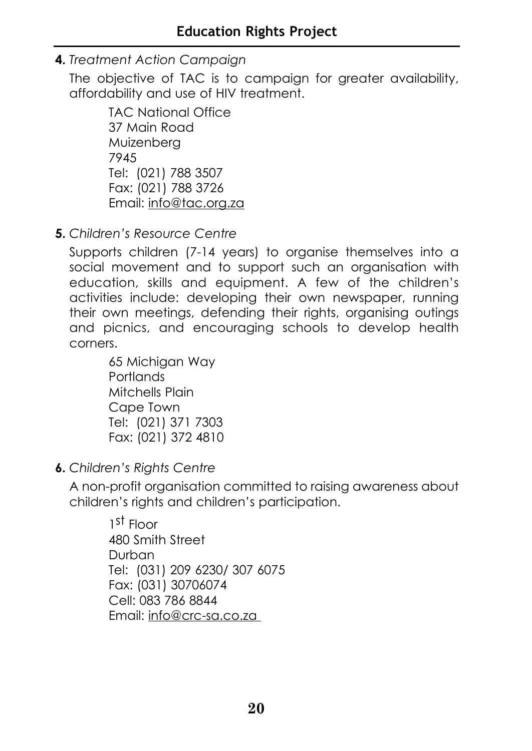**4.** *Treatment Action Campaign*

The objective of TAC is to campaign for greater availability, affordability and use of HIV treatment.

TAC National Office  
37 Main Road  
Muizenberg  
7945  
Tel: (021) 788 3507  
Fax: (021) 788 3726  
Email: info@tac.org.za

**5.** *Children's Resource Centre*

Supports children (7-14 years) to organise themselves into a social movement and to support such an organisation with education, skills and equipment. A few of the children's activities include: developing their own newspaper, running their own meetings, defending their rights, organising outings and picnics, and encouraging schools to develop health corners.

65 Michigan Way  
Portlands  
Mitchells Plain  
Cape Town  
Tel: (021) 371 7303  
Fax: (021) 372 4810

**6.** *Children's Rights Centre*

A non-profit organisation committed to raising awareness about children's rights and children's participation.

1st Floor  
480 Smith Street  
Durban  
Tel: (031) 209 6230/ 307 6075  
Fax: (031) 30706074  
Cell: 083 786 8844  
Email: info@crc-sa.co.za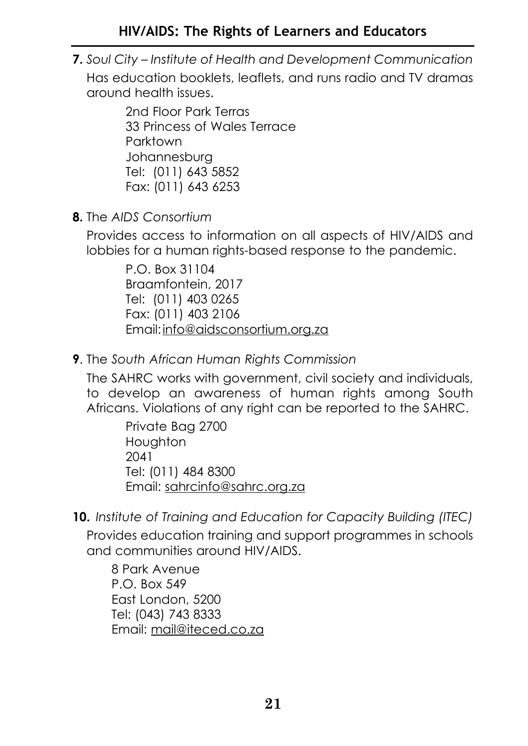**7.** *Soul City – Institute of Health and Development Communication*

Has education booklets, leaflets, and runs radio and TV dramas around health issues.

> 2nd Floor Park Terras
> 33 Princess of Wales Terrace
> Parktown
> Johannesburg
> Tel: (011) 643 5852
> Fax: (011) 643 6253

**8.** The *AIDS Consortium*

Provides access to information on all aspects of HIV/AIDS and lobbies for a human rights-based response to the pandemic.

> P.O. Box 31104
> Braamfontein, 2017
> Tel: (011) 403 0265
> Fax: (011) 403 2106
> Email: info@aidsconsortium.org.za

**9**. The *South African Human Rights Commission*

The SAHRC works with government, civil society and individuals, to develop an awareness of human rights among South Africans. Violations of any right can be reported to the SAHRC.

> Private Bag 2700
> Houghton
> 2041
> Tel: (011) 484 8300
> Email: sahrcinfo@sahrc.org.za

**10.** *Institute of Training and Education for Capacity Building (ITEC)*

Provides education training and support programmes in schools and communities around HIV/AIDS.

> 8 Park Avenue
> P.O. Box 549
> East London, 5200
> Tel: (043) 743 8333
> Email: mail@iteced.co.za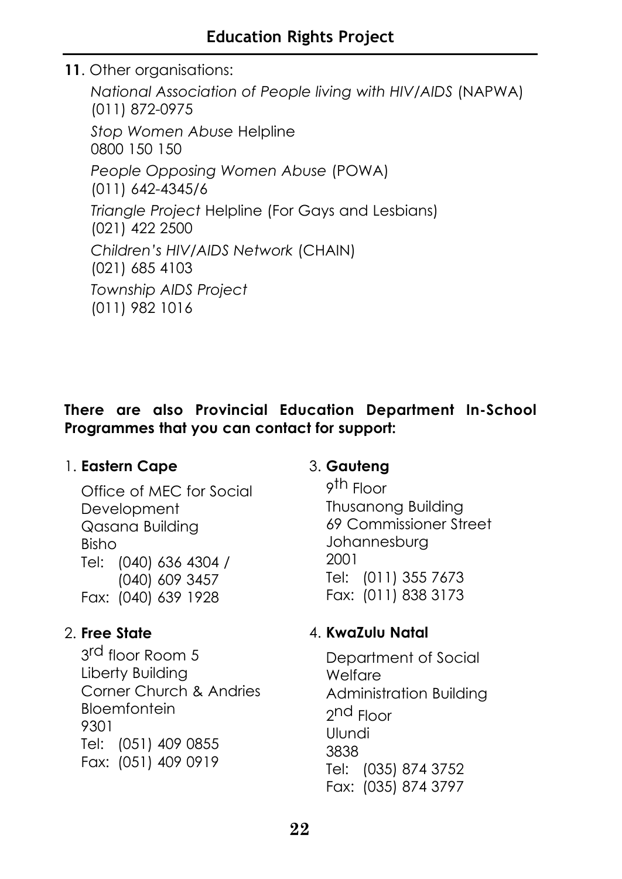**11**. Other organisations:

*National Association of People living with HIV/AIDS* (NAPWA)
(011) 872-0975

*Stop Women Abuse* Helpline
0800 150 150

*People Opposing Women Abuse* (POWA)
(011) 642-4345/6

*Triangle Project* Helpline (For Gays and Lesbians)
(021) 422 2500

*Children's HIV/AIDS Network* (CHAIN)
(021) 685 4103

*Township AIDS Project*
(011) 982 1016

**There are also Provincial Education Department In-School Programmes that you can contact for support:**

1. **Eastern Cape**

   Office of MEC for Social Development
   Qasana Building
   Bisho
   Tel: (040) 636 4304 /
   (040) 609 3457
   Fax: (040) 639 1928

2. **Free State**

   3rd floor Room 5
   Liberty Building
   Corner Church & Andries
   Bloemfontein
   9301
   Tel: (051) 409 0855
   Fax: (051) 409 0919

3. **Gauteng**

   9th Floor
   Thusanong Building
   69 Commissioner Street
   Johannesburg
   2001
   Tel: (011) 355 7673
   Fax: (011) 838 3173

4. **KwaZulu Natal**

   Department of Social Welfare
   Administration Building
   2nd Floor
   Ulundi
   3838
   Tel: (035) 874 3752
   Fax: (035) 874 3797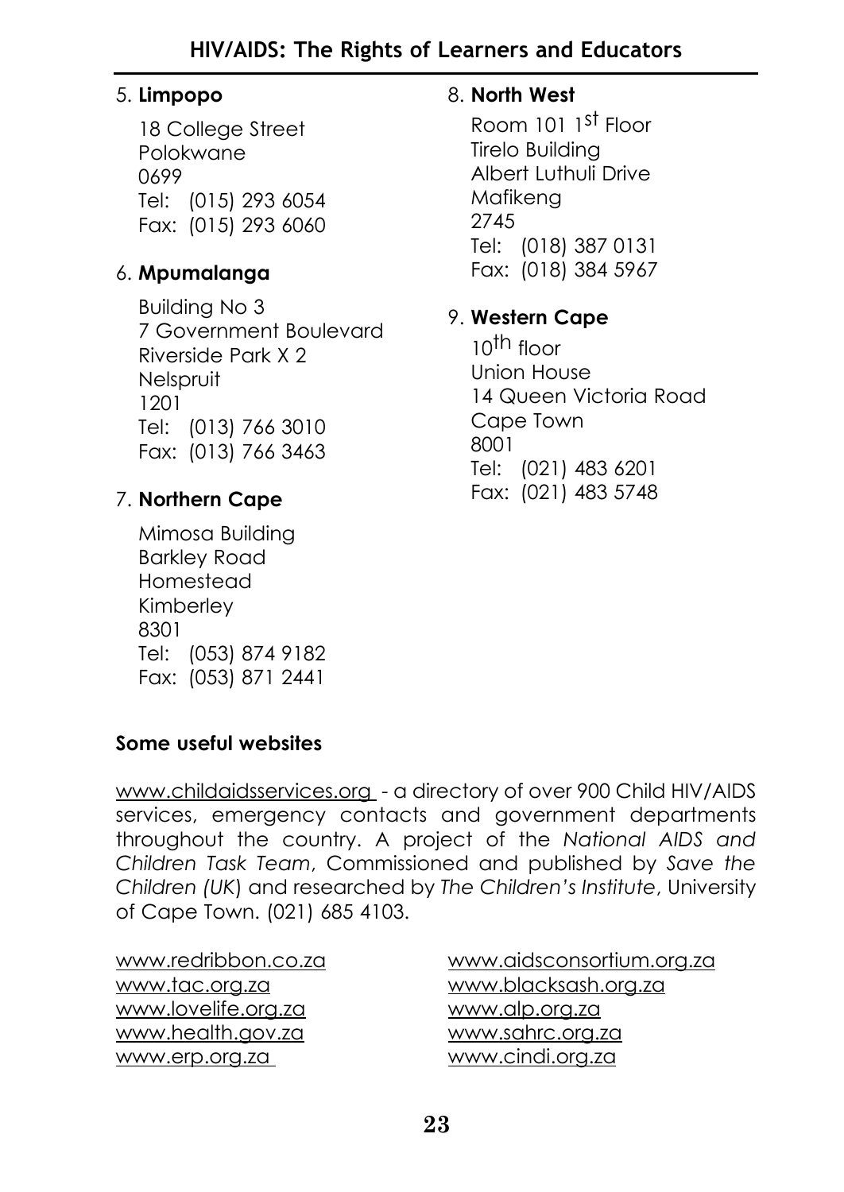5. **Limpopo**

   18 College Street
   Polokwane
   0699
   Tel: (015) 293 6054
   Fax: (015) 293 6060

6. **Mpumalanga**

   Building No 3
   7 Government Boulevard
   Riverside Park X 2
   Nelspruit
   1201
   Tel: (013) 766 3010
   Fax: (013) 766 3463

7. **Northern Cape**

   Mimosa Building
   Barkley Road
   Homestead
   Kimberley
   8301
   Tel: (053) 874 9182
   Fax: (053) 871 2441

8. **North West**

   Room 101 1st Floor
   Tirelo Building
   Albert Luthuli Drive
   Mafikeng
   2745
   Tel: (018) 387 0131
   Fax: (018) 384 5967

9. **Western Cape**

   10th floor
   Union House
   14 Queen Victoria Road
   Cape Town
   8001
   Tel: (021) 483 6201
   Fax: (021) 483 5748

**Some useful websites**

www.childaidsservices.org - a directory of over 900 Child HIV/AIDS services, emergency contacts and government departments throughout the country. A project of the *National AIDS and Children Task Team*, Commissioned and published by *Save the Children (UK)* and researched by *The Children's Institute*, University of Cape Town. (021) 685 4103.

www.redribbon.co.za
www.tac.org.za
www.lovelife.org.za
www.health.gov.za
www.erp.org.za
www.aidsconsortium.org.za
www.blacksash.org.za
www.alp.org.za
www.sahrc.org.za
www.cindi.org.za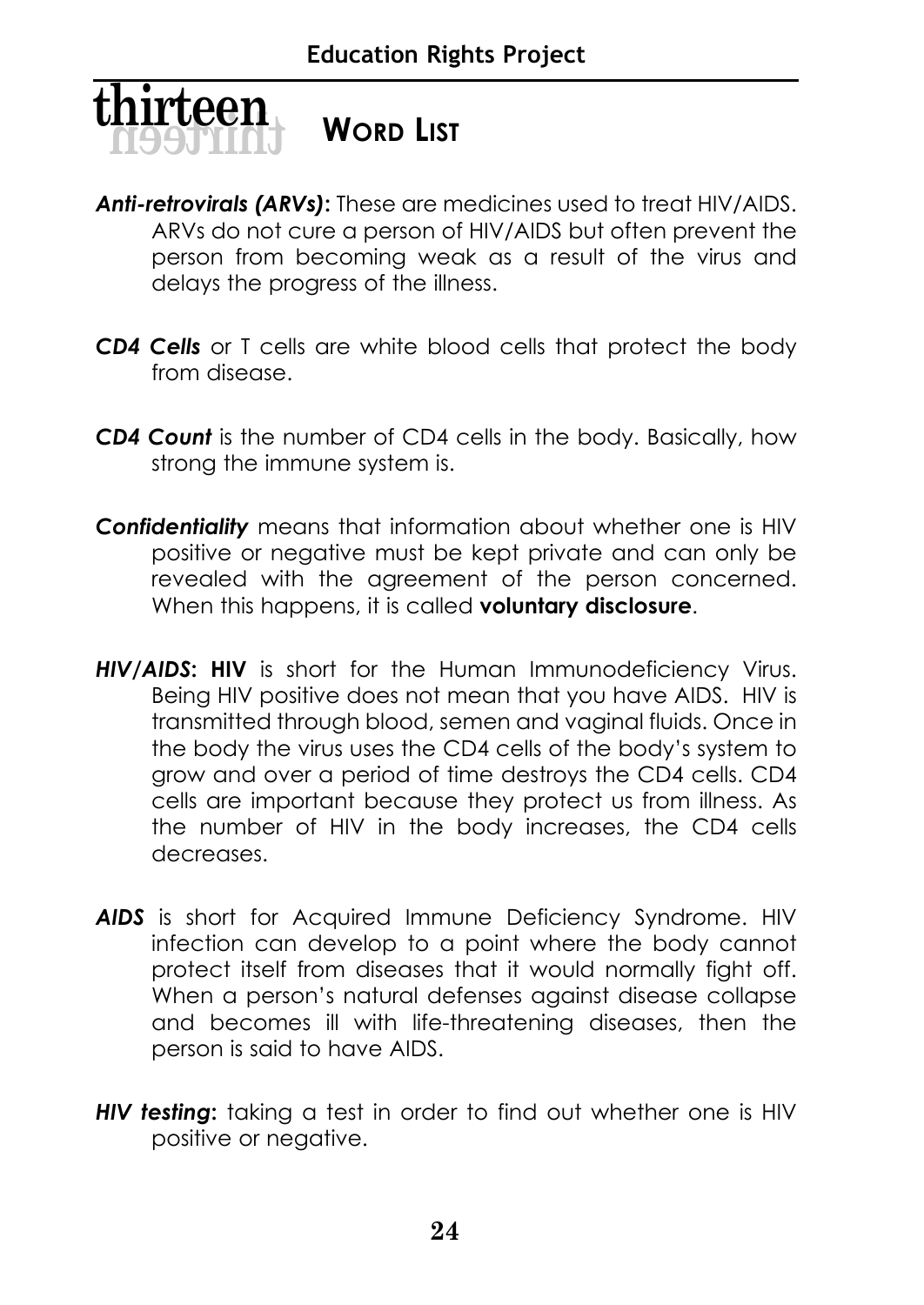# thirteen WORD LIST

***Anti-retrovirals (ARVs)*:** These are medicines used to treat HIV/AIDS. ARVs do not cure a person of HIV/AIDS but often prevent the person from becoming weak as a result of the virus and delays the progress of the illness.

***CD4 Cells*** or T cells are white blood cells that protect the body from disease.

***CD4 Count*** is the number of CD4 cells in the body. Basically, how strong the immune system is.

***Confidentiality*** means that information about whether one is HIV positive or negative must be kept private and can only be revealed with the agreement of the person concerned. When this happens, it is called **voluntary disclosure**.

***HIV/AIDS*: HIV** is short for the Human Immunodeficiency Virus. Being HIV positive does not mean that you have AIDS. HIV is transmitted through blood, semen and vaginal fluids. Once in the body the virus uses the CD4 cells of the body's system to grow and over a period of time destroys the CD4 cells. CD4 cells are important because they protect us from illness. As the number of HIV in the body increases, the CD4 cells decreases.

***AIDS*** is short for Acquired Immune Deficiency Syndrome. HIV infection can develop to a point where the body cannot protect itself from diseases that it would normally fight off. When a person's natural defenses against disease collapse and becomes ill with life-threatening diseases, then the person is said to have AIDS.

***HIV testing*:** taking a test in order to find out whether one is HIV positive or negative.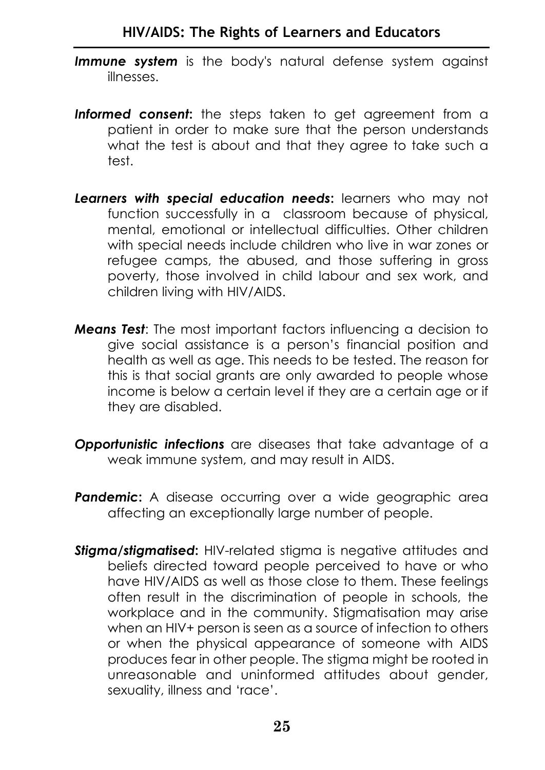***Immune system*** is the body's natural defense system against illnesses.

***Informed consent*:** the steps taken to get agreement from a patient in order to make sure that the person understands what the test is about and that they agree to take such a test.

***Learners with special education needs*:** learners who may not function successfully in a classroom because of physical, mental, emotional or intellectual difficulties. Other children with special needs include children who live in war zones or refugee camps, the abused, and those suffering in gross poverty, those involved in child labour and sex work, and children living with HIV/AIDS.

***Means Test***: The most important factors influencing a decision to give social assistance is a person's financial position and health as well as age. This needs to be tested. The reason for this is that social grants are only awarded to people whose income is below a certain level if they are a certain age or if they are disabled.

***Opportunistic infections*** are diseases that take advantage of a weak immune system, and may result in AIDS.

***Pandemic*:** A disease occurring over a wide geographic area affecting an exceptionally large number of people.

***Stigma/stigmatised*:** HIV-related stigma is negative attitudes and beliefs directed toward people perceived to have or who have HIV/AIDS as well as those close to them. These feelings often result in the discrimination of people in schools, the workplace and in the community. Stigmatisation may arise when an HIV+ person is seen as a source of infection to others or when the physical appearance of someone with AIDS produces fear in other people. The stigma might be rooted in unreasonable and uninformed attitudes about gender, sexuality, illness and 'race'.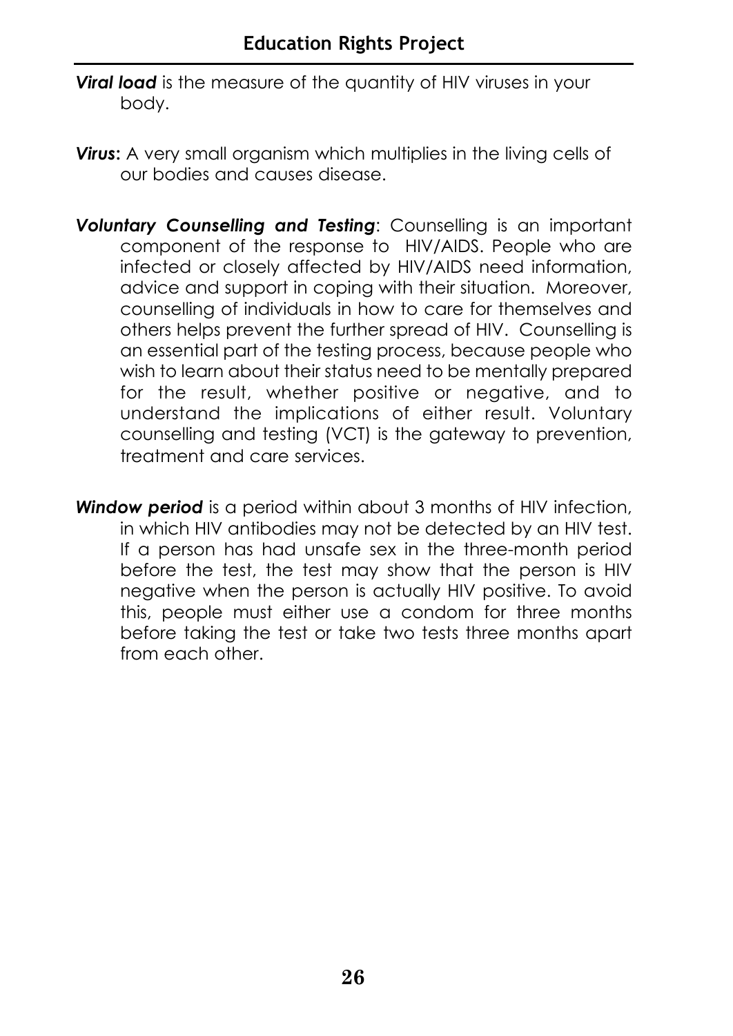***Viral load*** is the measure of the quantity of HIV viruses in your body.

***Virus*:** A very small organism which multiplies in the living cells of our bodies and causes disease.

***Voluntary Counselling and Testing***: Counselling is an important component of the response to HIV/AIDS. People who are infected or closely affected by HIV/AIDS need information, advice and support in coping with their situation. Moreover, counselling of individuals in how to care for themselves and others helps prevent the further spread of HIV. Counselling is an essential part of the testing process, because people who wish to learn about their status need to be mentally prepared for the result, whether positive or negative, and to understand the implications of either result. Voluntary counselling and testing (VCT) is the gateway to prevention, treatment and care services.

***Window period*** is a period within about 3 months of HIV infection, in which HIV antibodies may not be detected by an HIV test. If a person has had unsafe sex in the three-month period before the test, the test may show that the person is HIV negative when the person is actually HIV positive. To avoid this, people must either use a condom for three months before taking the test or take two tests three months apart from each other.